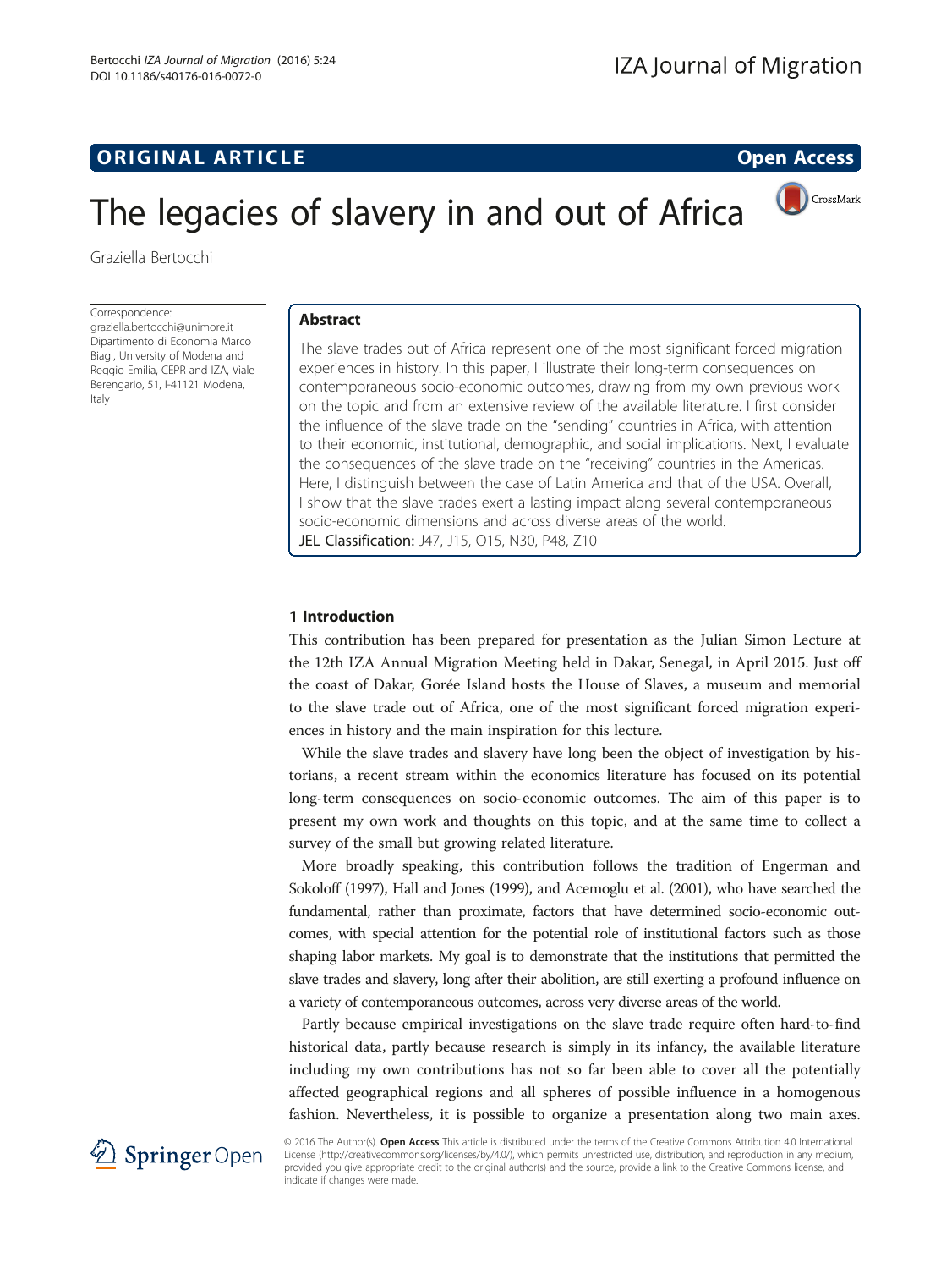**ORIGINAL ARTICLE** **Open Access**

# The legacies of slavery in and out of Africa

Graziella Bertocchi

Correspondence:
graziella.bertocchi@unimore.it
Dipartimento di Economia Marco Biagi, University of Modena and Reggio Emilia, CEPR and IZA, Viale Berengario, 51, I-41121 Modena, Italy

## Abstract

The slave trades out of Africa represent one of the most significant forced migration experiences in history. In this paper, I illustrate their long-term consequences on contemporaneous socio-economic outcomes, drawing from my own previous work on the topic and from an extensive review of the available literature. I first consider the influence of the slave trade on the "sending" countries in Africa, with attention to their economic, institutional, demographic, and social implications. Next, I evaluate the consequences of the slave trade on the "receiving" countries in the Americas. Here, I distinguish between the case of Latin America and that of the USA. Overall, I show that the slave trades exert a lasting impact along several contemporaneous socio-economic dimensions and across diverse areas of the world.

**JEL Classification:** J47, J15, O15, N30, P48, Z10

## 1 Introduction

This contribution has been prepared for presentation as the Julian Simon Lecture at the 12th IZA Annual Migration Meeting held in Dakar, Senegal, in April 2015. Just off the coast of Dakar, Gorée Island hosts the House of Slaves, a museum and memorial to the slave trade out of Africa, one of the most significant forced migration experiences in history and the main inspiration for this lecture.

While the slave trades and slavery have long been the object of investigation by historians, a recent stream within the economics literature has focused on its potential long-term consequences on socio-economic outcomes. The aim of this paper is to present my own work and thoughts on this topic, and at the same time to collect a survey of the small but growing related literature.

More broadly speaking, this contribution follows the tradition of Engerman and Sokoloff (1997), Hall and Jones (1999), and Acemoglu et al. (2001), who have searched the fundamental, rather than proximate, factors that have determined socio-economic outcomes, with special attention for the potential role of institutional factors such as those shaping labor markets. My goal is to demonstrate that the institutions that permitted the slave trades and slavery, long after their abolition, are still exerting a profound influence on a variety of contemporaneous outcomes, across very diverse areas of the world.

Partly because empirical investigations on the slave trade require often hard-to-find historical data, partly because research is simply in its infancy, the available literature including my own contributions has not so far been able to cover all the potentially affected geographical regions and all spheres of possible influence in a homogenous fashion. Nevertheless, it is possible to organize a presentation along two main axes.

© 2016 The Author(s). **Open Access** This article is distributed under the terms of the Creative Commons Attribution 4.0 International License (http://creativecommons.org/licenses/by/4.0/), which permits unrestricted use, distribution, and reproduction in any medium, provided you give appropriate credit to the original author(s) and the source, provide a link to the Creative Commons license, and indicate if changes were made.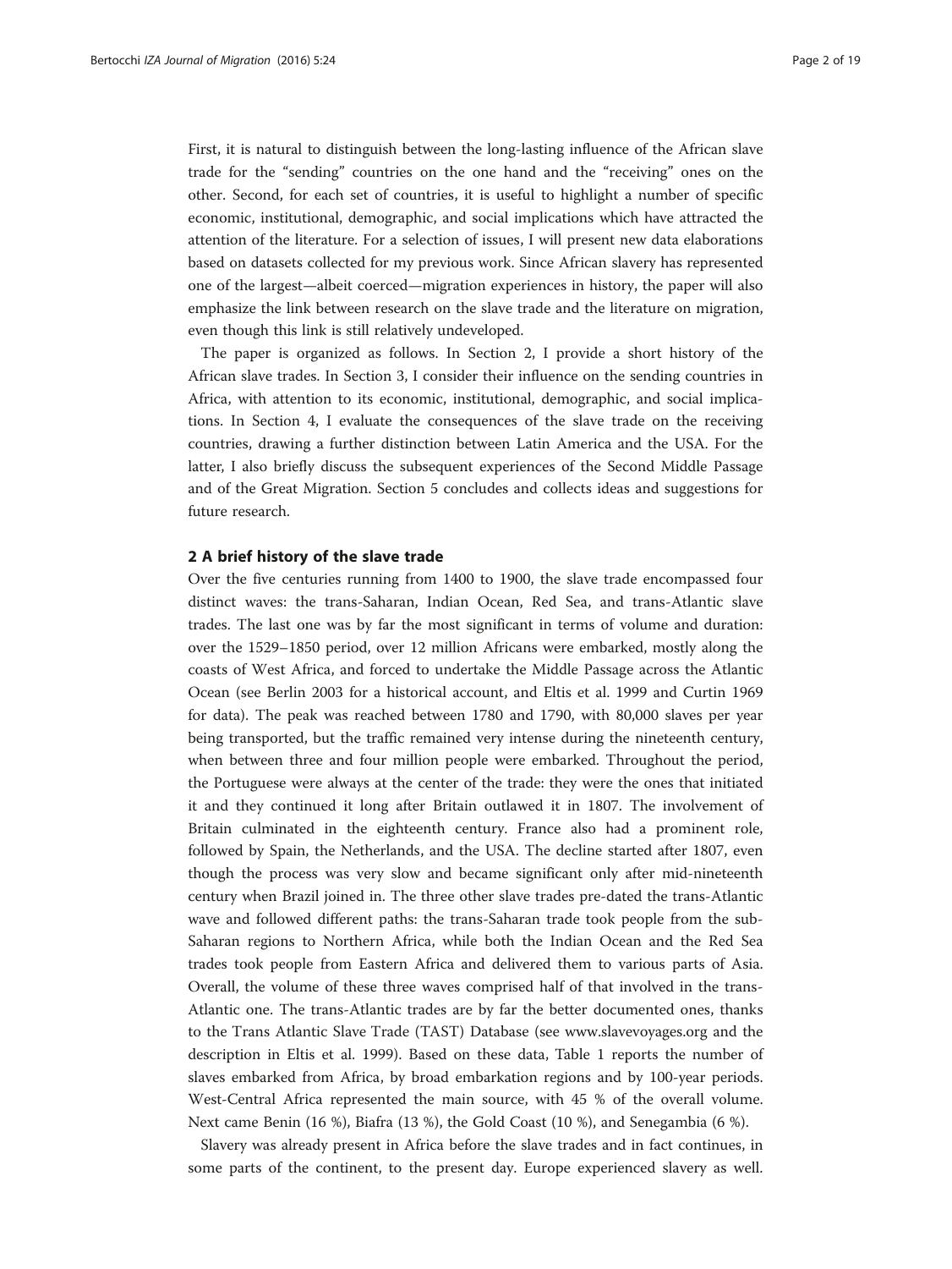First, it is natural to distinguish between the long-lasting influence of the African slave trade for the "sending" countries on the one hand and the "receiving" ones on the other. Second, for each set of countries, it is useful to highlight a number of specific economic, institutional, demographic, and social implications which have attracted the attention of the literature. For a selection of issues, I will present new data elaborations based on datasets collected for my previous work. Since African slavery has represented one of the largest—albeit coerced—migration experiences in history, the paper will also emphasize the link between research on the slave trade and the literature on migration, even though this link is still relatively undeveloped.

The paper is organized as follows. In Section 2, I provide a short history of the African slave trades. In Section 3, I consider their influence on the sending countries in Africa, with attention to its economic, institutional, demographic, and social implications. In Section 4, I evaluate the consequences of the slave trade on the receiving countries, drawing a further distinction between Latin America and the USA. For the latter, I also briefly discuss the subsequent experiences of the Second Middle Passage and of the Great Migration. Section 5 concludes and collects ideas and suggestions for future research.

## 2 A brief history of the slave trade

Over the five centuries running from 1400 to 1900, the slave trade encompassed four distinct waves: the trans-Saharan, Indian Ocean, Red Sea, and trans-Atlantic slave trades. The last one was by far the most significant in terms of volume and duration: over the 1529–1850 period, over 12 million Africans were embarked, mostly along the coasts of West Africa, and forced to undertake the Middle Passage across the Atlantic Ocean (see Berlin 2003 for a historical account, and Eltis et al. 1999 and Curtin 1969 for data). The peak was reached between 1780 and 1790, with 80,000 slaves per year being transported, but the traffic remained very intense during the nineteenth century, when between three and four million people were embarked. Throughout the period, the Portuguese were always at the center of the trade: they were the ones that initiated it and they continued it long after Britain outlawed it in 1807. The involvement of Britain culminated in the eighteenth century. France also had a prominent role, followed by Spain, the Netherlands, and the USA. The decline started after 1807, even though the process was very slow and became significant only after mid-nineteenth century when Brazil joined in. The three other slave trades pre-dated the trans-Atlantic wave and followed different paths: the trans-Saharan trade took people from the sub-Saharan regions to Northern Africa, while both the Indian Ocean and the Red Sea trades took people from Eastern Africa and delivered them to various parts of Asia. Overall, the volume of these three waves comprised half of that involved in the trans-Atlantic one. The trans-Atlantic trades are by far the better documented ones, thanks to the Trans Atlantic Slave Trade (TAST) Database (see www.slavevoyages.org and the description in Eltis et al. 1999). Based on these data, Table 1 reports the number of slaves embarked from Africa, by broad embarkation regions and by 100-year periods. West-Central Africa represented the main source, with 45 % of the overall volume. Next came Benin (16 %), Biafra (13 %), the Gold Coast (10 %), and Senegambia (6 %).

Slavery was already present in Africa before the slave trades and in fact continues, in some parts of the continent, to the present day. Europe experienced slavery as well.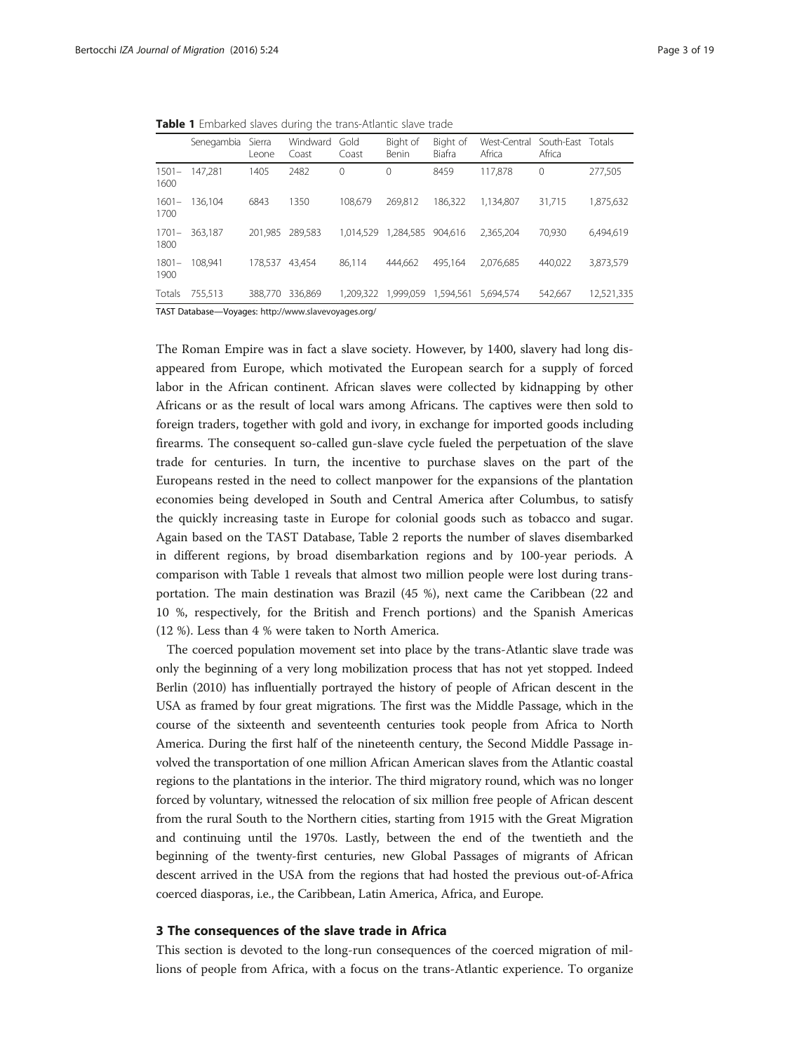**Table 1** Embarked slaves during the trans-Atlantic slave trade

| | Senegambia | Sierra Leone | Windward Coast | Gold Coast | Bight of Benin | Bight of Biafra | West-Central Africa | South-East Africa | Totals |
|---|---|---|---|---|---|---|---|---|---|
| 1501–1600 | 147,281 | 1405 | 2482 | 0 | 0 | 8459 | 117,878 | 0 | 277,505 |
| 1601–1700 | 136,104 | 6843 | 1350 | 108,679 | 269,812 | 186,322 | 1,134,807 | 31,715 | 1,875,632 |
| 1701–1800 | 363,187 | 201,985 | 289,583 | 1,014,529 | 1,284,585 | 904,616 | 2,365,204 | 70,930 | 6,494,619 |
| 1801–1900 | 108,941 | 178,537 | 43,454 | 86,114 | 444,662 | 495,164 | 2,076,685 | 440,022 | 3,873,579 |
| Totals | 755,513 | 388,770 | 336,869 | 1,209,322 | 1,999,059 | 1,594,561 | 5,694,574 | 542,667 | 12,521,335 |

TAST Database—Voyages: http://www.slavevoyages.org/

The Roman Empire was in fact a slave society. However, by 1400, slavery had long disappeared from Europe, which motivated the European search for a supply of forced labor in the African continent. African slaves were collected by kidnapping by other Africans or as the result of local wars among Africans. The captives were then sold to foreign traders, together with gold and ivory, in exchange for imported goods including firearms. The consequent so-called gun-slave cycle fueled the perpetuation of the slave trade for centuries. In turn, the incentive to purchase slaves on the part of the Europeans rested in the need to collect manpower for the expansions of the plantation economies being developed in South and Central America after Columbus, to satisfy the quickly increasing taste in Europe for colonial goods such as tobacco and sugar. Again based on the TAST Database, Table 2 reports the number of slaves disembarked in different regions, by broad disembarkation regions and by 100-year periods. A comparison with Table 1 reveals that almost two million people were lost during transportation. The main destination was Brazil (45 %), next came the Caribbean (22 and 10 %, respectively, for the British and French portions) and the Spanish Americas (12 %). Less than 4 % were taken to North America.

The coerced population movement set into place by the trans-Atlantic slave trade was only the beginning of a very long mobilization process that has not yet stopped. Indeed Berlin (2010) has influentially portrayed the history of people of African descent in the USA as framed by four great migrations. The first was the Middle Passage, which in the course of the sixteenth and seventeenth centuries took people from Africa to North America. During the first half of the nineteenth century, the Second Middle Passage involved the transportation of one million African American slaves from the Atlantic coastal regions to the plantations in the interior. The third migratory round, which was no longer forced by voluntary, witnessed the relocation of six million free people of African descent from the rural South to the Northern cities, starting from 1915 with the Great Migration and continuing until the 1970s. Lastly, between the end of the twentieth and the beginning of the twenty-first centuries, new Global Passages of migrants of African descent arrived in the USA from the regions that had hosted the previous out-of-Africa coerced diasporas, i.e., the Caribbean, Latin America, Africa, and Europe.

## 3 The consequences of the slave trade in Africa

This section is devoted to the long-run consequences of the coerced migration of millions of people from Africa, with a focus on the trans-Atlantic experience. To organize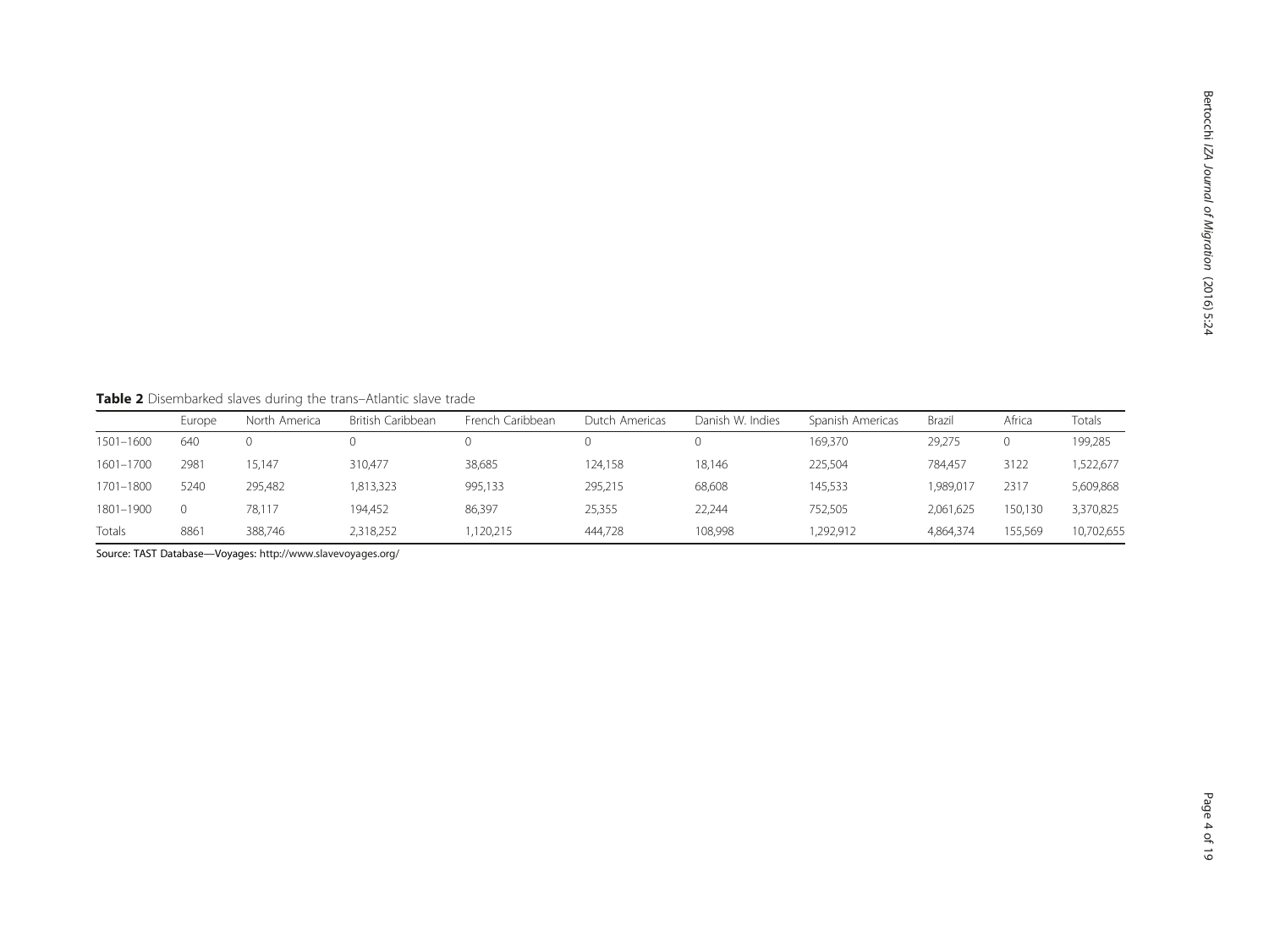**Table 2** Disembarked slaves during the trans–Atlantic slave trade

| | Europe | North America | British Caribbean | French Caribbean | Dutch Americas | Danish W. Indies | Spanish Americas | Brazil | Africa | Totals |
|---|---|---|---|---|---|---|---|---|---|---|
| 1501–1600 | 640 | 0 | 0 | 0 | 0 | 0 | 169,370 | 29,275 | 0 | 199,285 |
| 1601–1700 | 2981 | 15,147 | 310,477 | 38,685 | 124,158 | 18,146 | 225,504 | 784,457 | 3122 | 1,522,677 |
| 1701–1800 | 5240 | 295,482 | 1,813,323 | 995,133 | 295,215 | 68,608 | 145,533 | 1,989,017 | 2317 | 5,609,868 |
| 1801–1900 | 0 | 78,117 | 194,452 | 86,397 | 25,355 | 22,244 | 752,505 | 2,061,625 | 150,130 | 3,370,825 |
| Totals | 8861 | 388,746 | 2,318,252 | 1,120,215 | 444,728 | 108,998 | 1,292,912 | 4,864,374 | 155,569 | 10,702,655 |

Source: TAST Database—Voyages: http://www.slavevoyages.org/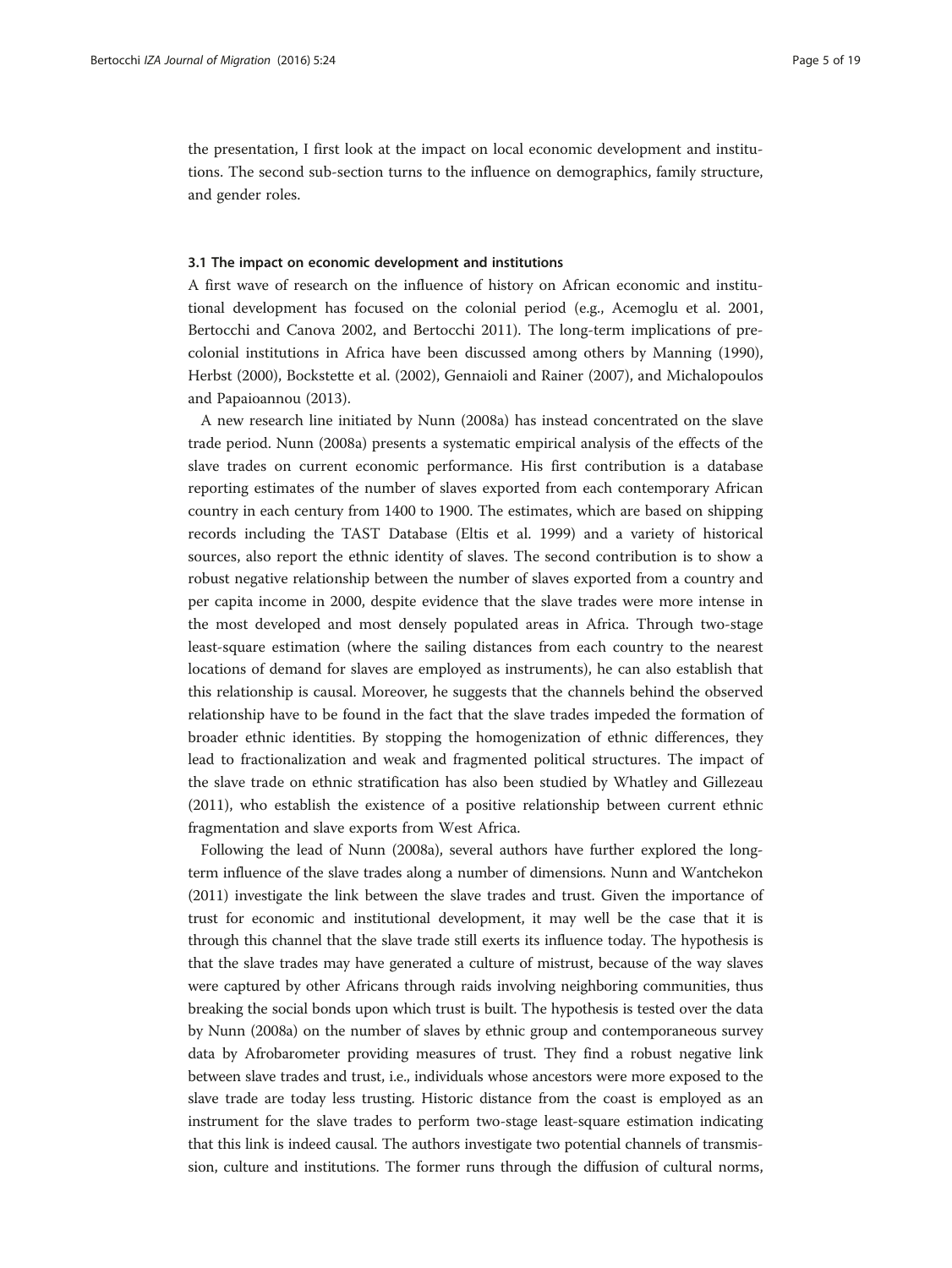the presentation, I first look at the impact on local economic development and institutions. The second sub-section turns to the influence on demographics, family structure, and gender roles.

### 3.1 The impact on economic development and institutions

A first wave of research on the influence of history on African economic and institutional development has focused on the colonial period (e.g., Acemoglu et al. 2001, Bertocchi and Canova 2002, and Bertocchi 2011). The long-term implications of precolonial institutions in Africa have been discussed among others by Manning (1990), Herbst (2000), Bockstette et al. (2002), Gennaioli and Rainer (2007), and Michalopoulos and Papaioannou (2013).

A new research line initiated by Nunn (2008a) has instead concentrated on the slave trade period. Nunn (2008a) presents a systematic empirical analysis of the effects of the slave trades on current economic performance. His first contribution is a database reporting estimates of the number of slaves exported from each contemporary African country in each century from 1400 to 1900. The estimates, which are based on shipping records including the TAST Database (Eltis et al. 1999) and a variety of historical sources, also report the ethnic identity of slaves. The second contribution is to show a robust negative relationship between the number of slaves exported from a country and per capita income in 2000, despite evidence that the slave trades were more intense in the most developed and most densely populated areas in Africa. Through two-stage least-square estimation (where the sailing distances from each country to the nearest locations of demand for slaves are employed as instruments), he can also establish that this relationship is causal. Moreover, he suggests that the channels behind the observed relationship have to be found in the fact that the slave trades impeded the formation of broader ethnic identities. By stopping the homogenization of ethnic differences, they lead to fractionalization and weak and fragmented political structures. The impact of the slave trade on ethnic stratification has also been studied by Whatley and Gillezeau (2011), who establish the existence of a positive relationship between current ethnic fragmentation and slave exports from West Africa.

Following the lead of Nunn (2008a), several authors have further explored the long-term influence of the slave trades along a number of dimensions. Nunn and Wantchekon (2011) investigate the link between the slave trades and trust. Given the importance of trust for economic and institutional development, it may well be the case that it is through this channel that the slave trade still exerts its influence today. The hypothesis is that the slave trades may have generated a culture of mistrust, because of the way slaves were captured by other Africans through raids involving neighboring communities, thus breaking the social bonds upon which trust is built. The hypothesis is tested over the data by Nunn (2008a) on the number of slaves by ethnic group and contemporaneous survey data by Afrobarometer providing measures of trust. They find a robust negative link between slave trades and trust, i.e., individuals whose ancestors were more exposed to the slave trade are today less trusting. Historic distance from the coast is employed as an instrument for the slave trades to perform two-stage least-square estimation indicating that this link is indeed causal. The authors investigate two potential channels of transmission, culture and institutions. The former runs through the diffusion of cultural norms,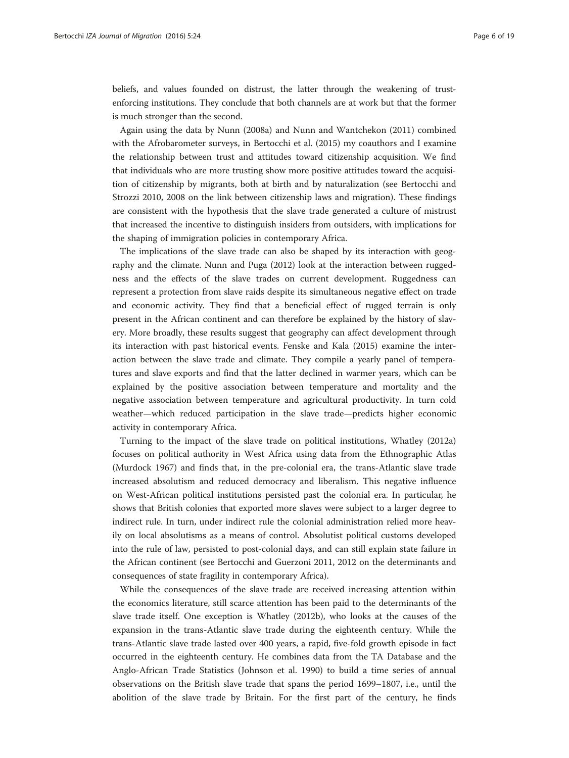beliefs, and values founded on distrust, the latter through the weakening of trust-enforcing institutions. They conclude that both channels are at work but that the former is much stronger than the second.

Again using the data by Nunn (2008a) and Nunn and Wantchekon (2011) combined with the Afrobarometer surveys, in Bertocchi et al. (2015) my coauthors and I examine the relationship between trust and attitudes toward citizenship acquisition. We find that individuals who are more trusting show more positive attitudes toward the acquisition of citizenship by migrants, both at birth and by naturalization (see Bertocchi and Strozzi 2010, 2008 on the link between citizenship laws and migration). These findings are consistent with the hypothesis that the slave trade generated a culture of mistrust that increased the incentive to distinguish insiders from outsiders, with implications for the shaping of immigration policies in contemporary Africa.

The implications of the slave trade can also be shaped by its interaction with geography and the climate. Nunn and Puga (2012) look at the interaction between ruggedness and the effects of the slave trades on current development. Ruggedness can represent a protection from slave raids despite its simultaneous negative effect on trade and economic activity. They find that a beneficial effect of rugged terrain is only present in the African continent and can therefore be explained by the history of slavery. More broadly, these results suggest that geography can affect development through its interaction with past historical events. Fenske and Kala (2015) examine the interaction between the slave trade and climate. They compile a yearly panel of temperatures and slave exports and find that the latter declined in warmer years, which can be explained by the positive association between temperature and mortality and the negative association between temperature and agricultural productivity. In turn cold weather—which reduced participation in the slave trade—predicts higher economic activity in contemporary Africa.

Turning to the impact of the slave trade on political institutions, Whatley (2012a) focuses on political authority in West Africa using data from the Ethnographic Atlas (Murdock 1967) and finds that, in the pre-colonial era, the trans-Atlantic slave trade increased absolutism and reduced democracy and liberalism. This negative influence on West-African political institutions persisted past the colonial era. In particular, he shows that British colonies that exported more slaves were subject to a larger degree to indirect rule. In turn, under indirect rule the colonial administration relied more heavily on local absolutisms as a means of control. Absolutist political customs developed into the rule of law, persisted to post-colonial days, and can still explain state failure in the African continent (see Bertocchi and Guerzoni 2011, 2012 on the determinants and consequences of state fragility in contemporary Africa).

While the consequences of the slave trade are received increasing attention within the economics literature, still scarce attention has been paid to the determinants of the slave trade itself. One exception is Whatley (2012b), who looks at the causes of the expansion in the trans-Atlantic slave trade during the eighteenth century. While the trans-Atlantic slave trade lasted over 400 years, a rapid, five-fold growth episode in fact occurred in the eighteenth century. He combines data from the TA Database and the Anglo-African Trade Statistics (Johnson et al. 1990) to build a time series of annual observations on the British slave trade that spans the period 1699–1807, i.e., until the abolition of the slave trade by Britain. For the first part of the century, he finds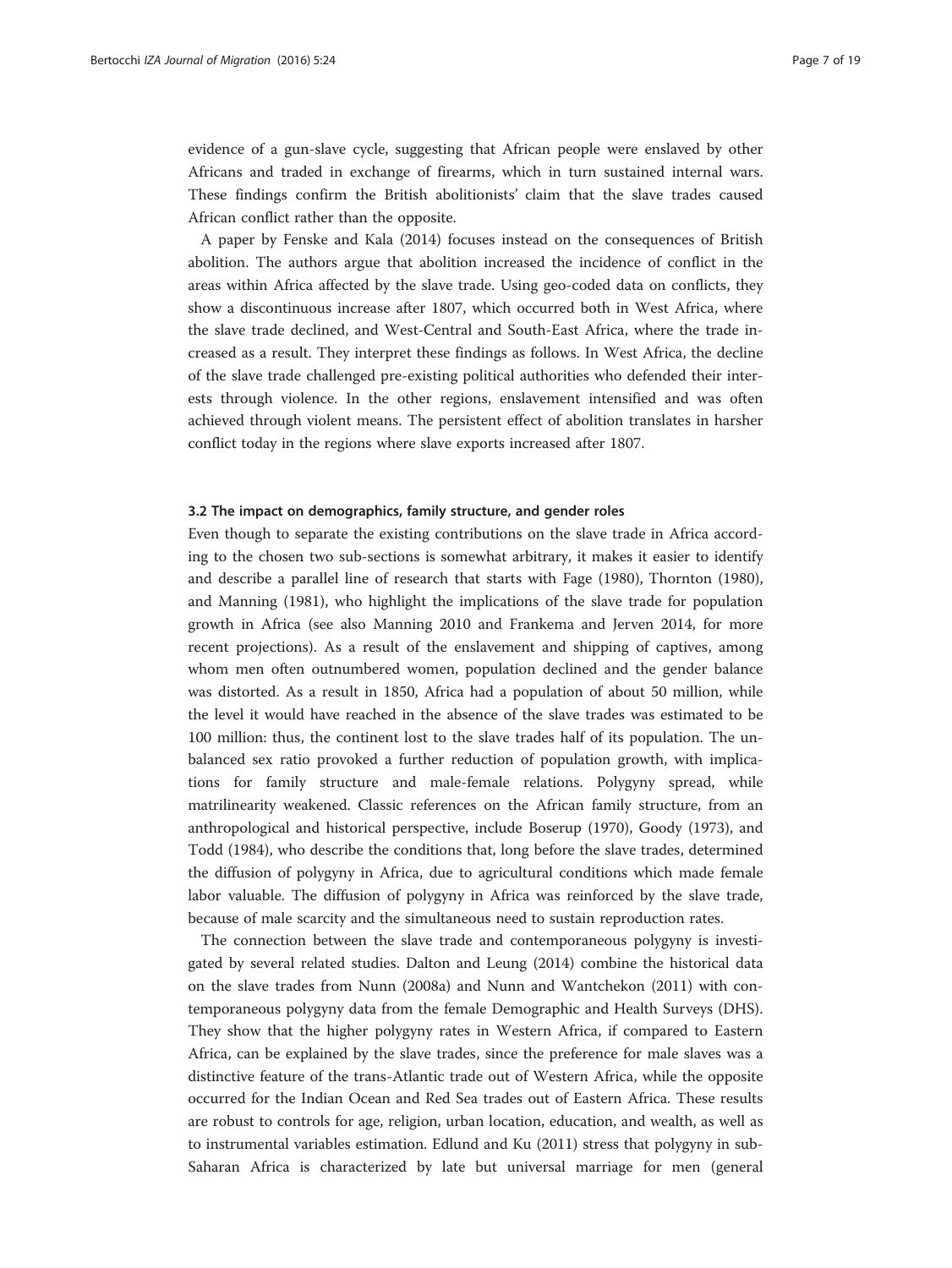evidence of a gun-slave cycle, suggesting that African people were enslaved by other Africans and traded in exchange of firearms, which in turn sustained internal wars. These findings confirm the British abolitionists' claim that the slave trades caused African conflict rather than the opposite.

A paper by Fenske and Kala (2014) focuses instead on the consequences of British abolition. The authors argue that abolition increased the incidence of conflict in the areas within Africa affected by the slave trade. Using geo-coded data on conflicts, they show a discontinuous increase after 1807, which occurred both in West Africa, where the slave trade declined, and West-Central and South-East Africa, where the trade increased as a result. They interpret these findings as follows. In West Africa, the decline of the slave trade challenged pre-existing political authorities who defended their interests through violence. In the other regions, enslavement intensified and was often achieved through violent means. The persistent effect of abolition translates in harsher conflict today in the regions where slave exports increased after 1807.

### 3.2 The impact on demographics, family structure, and gender roles

Even though to separate the existing contributions on the slave trade in Africa according to the chosen two sub-sections is somewhat arbitrary, it makes it easier to identify and describe a parallel line of research that starts with Fage (1980), Thornton (1980), and Manning (1981), who highlight the implications of the slave trade for population growth in Africa (see also Manning 2010 and Frankema and Jerven 2014, for more recent projections). As a result of the enslavement and shipping of captives, among whom men often outnumbered women, population declined and the gender balance was distorted. As a result in 1850, Africa had a population of about 50 million, while the level it would have reached in the absence of the slave trades was estimated to be 100 million: thus, the continent lost to the slave trades half of its population. The unbalanced sex ratio provoked a further reduction of population growth, with implications for family structure and male-female relations. Polygyny spread, while matrilinearity weakened. Classic references on the African family structure, from an anthropological and historical perspective, include Boserup (1970), Goody (1973), and Todd (1984), who describe the conditions that, long before the slave trades, determined the diffusion of polygyny in Africa, due to agricultural conditions which made female labor valuable. The diffusion of polygyny in Africa was reinforced by the slave trade, because of male scarcity and the simultaneous need to sustain reproduction rates.

The connection between the slave trade and contemporaneous polygyny is investigated by several related studies. Dalton and Leung (2014) combine the historical data on the slave trades from Nunn (2008a) and Nunn and Wantchekon (2011) with contemporaneous polygyny data from the female Demographic and Health Surveys (DHS). They show that the higher polygyny rates in Western Africa, if compared to Eastern Africa, can be explained by the slave trades, since the preference for male slaves was a distinctive feature of the trans-Atlantic trade out of Western Africa, while the opposite occurred for the Indian Ocean and Red Sea trades out of Eastern Africa. These results are robust to controls for age, religion, urban location, education, and wealth, as well as to instrumental variables estimation. Edlund and Ku (2011) stress that polygyny in sub-Saharan Africa is characterized by late but universal marriage for men (general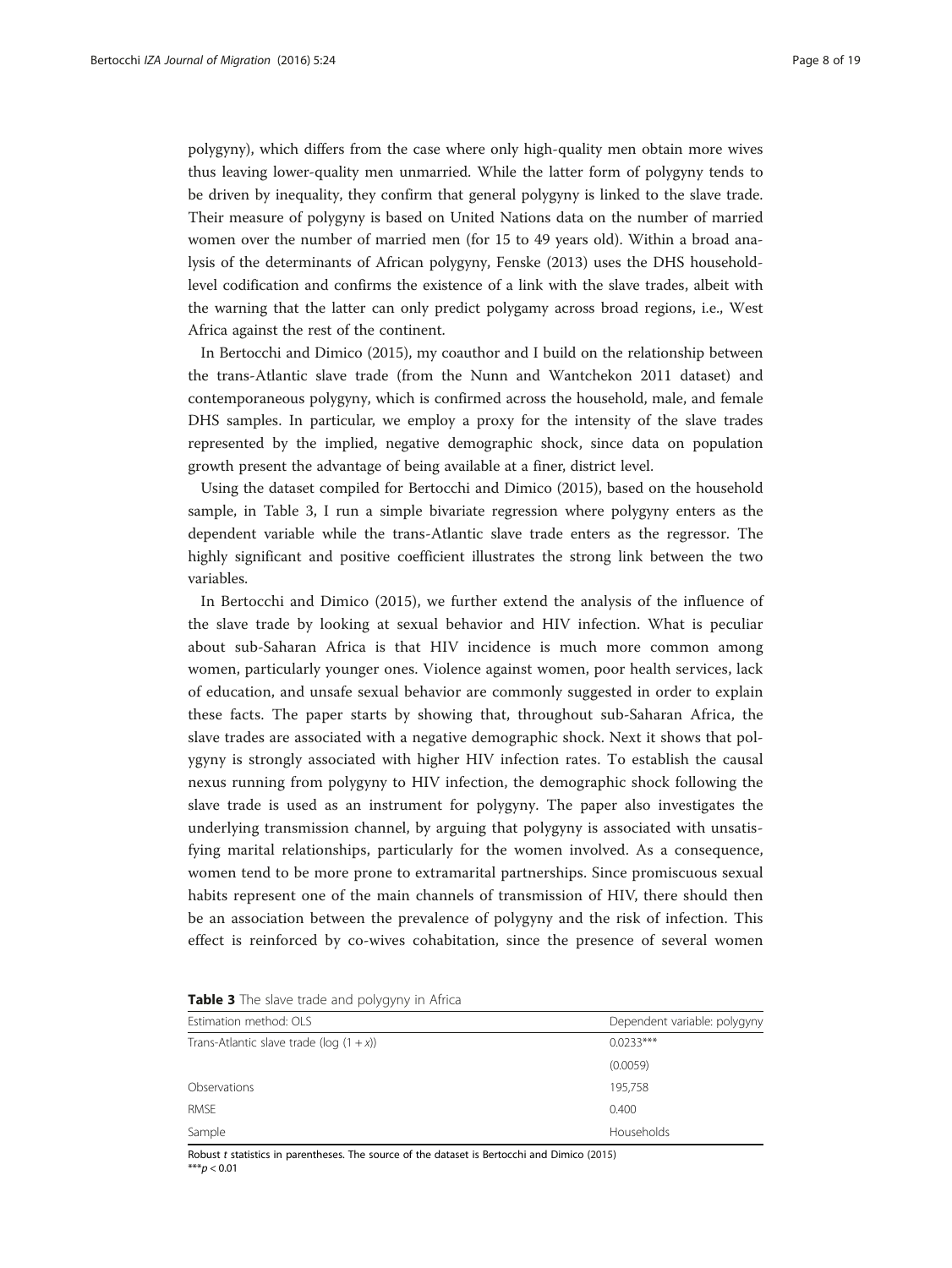polygyny), which differs from the case where only high-quality men obtain more wives thus leaving lower-quality men unmarried. While the latter form of polygyny tends to be driven by inequality, they confirm that general polygyny is linked to the slave trade. Their measure of polygyny is based on United Nations data on the number of married women over the number of married men (for 15 to 49 years old). Within a broad analysis of the determinants of African polygyny, Fenske (2013) uses the DHS household-level codification and confirms the existence of a link with the slave trades, albeit with the warning that the latter can only predict polygamy across broad regions, i.e., West Africa against the rest of the continent.

In Bertocchi and Dimico (2015), my coauthor and I build on the relationship between the trans-Atlantic slave trade (from the Nunn and Wantchekon 2011 dataset) and contemporaneous polygyny, which is confirmed across the household, male, and female DHS samples. In particular, we employ a proxy for the intensity of the slave trades represented by the implied, negative demographic shock, since data on population growth present the advantage of being available at a finer, district level.

Using the dataset compiled for Bertocchi and Dimico (2015), based on the household sample, in Table 3, I run a simple bivariate regression where polygyny enters as the dependent variable while the trans-Atlantic slave trade enters as the regressor. The highly significant and positive coefficient illustrates the strong link between the two variables.

In Bertocchi and Dimico (2015), we further extend the analysis of the influence of the slave trade by looking at sexual behavior and HIV infection. What is peculiar about sub-Saharan Africa is that HIV incidence is much more common among women, particularly younger ones. Violence against women, poor health services, lack of education, and unsafe sexual behavior are commonly suggested in order to explain these facts. The paper starts by showing that, throughout sub-Saharan Africa, the slave trades are associated with a negative demographic shock. Next it shows that polygyny is strongly associated with higher HIV infection rates. To establish the causal nexus running from polygyny to HIV infection, the demographic shock following the slave trade is used as an instrument for polygyny. The paper also investigates the underlying transmission channel, by arguing that polygyny is associated with unsatisfying marital relationships, particularly for the women involved. As a consequence, women tend to be more prone to extramarital partnerships. Since promiscuous sexual habits represent one of the main channels of transmission of HIV, there should then be an association between the prevalence of polygyny and the risk of infection. This effect is reinforced by co-wives cohabitation, since the presence of several women

**Table 3** The slave trade and polygyny in Africa

| Estimation method: OLS | Dependent variable: polygyny |
|---|---|
| Trans-Atlantic slave trade (log $(1 + x)$) | 0.0233*** |
| | (0.0059) |
| Observations | 195,758 |
| RMSE | 0.400 |
| Sample | Households |

Robust *t* statistics in parentheses. The source of the dataset is Bertocchi and Dimico (2015)
***$p < 0.01$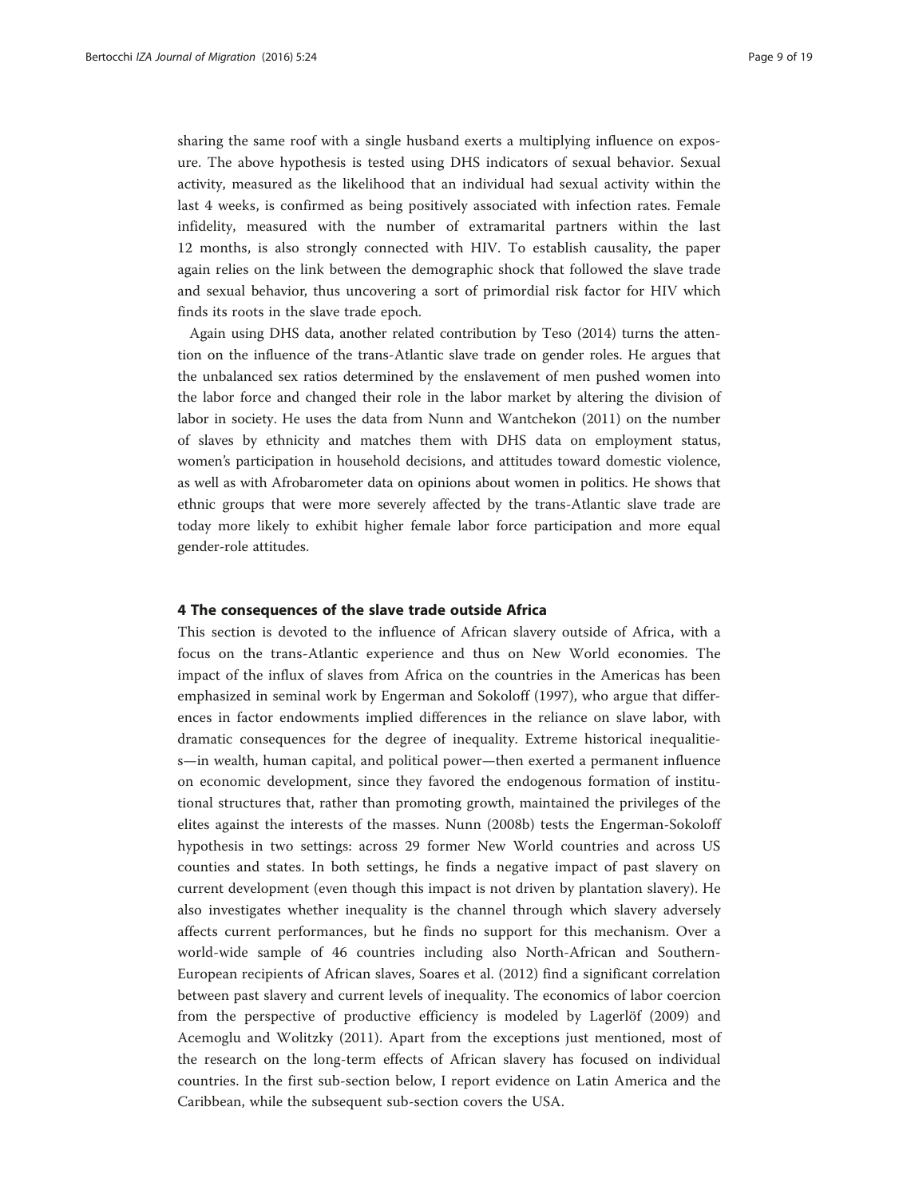sharing the same roof with a single husband exerts a multiplying influence on exposure. The above hypothesis is tested using DHS indicators of sexual behavior. Sexual activity, measured as the likelihood that an individual had sexual activity within the last 4 weeks, is confirmed as being positively associated with infection rates. Female infidelity, measured with the number of extramarital partners within the last 12 months, is also strongly connected with HIV. To establish causality, the paper again relies on the link between the demographic shock that followed the slave trade and sexual behavior, thus uncovering a sort of primordial risk factor for HIV which finds its roots in the slave trade epoch.

Again using DHS data, another related contribution by Teso (2014) turns the attention on the influence of the trans-Atlantic slave trade on gender roles. He argues that the unbalanced sex ratios determined by the enslavement of men pushed women into the labor force and changed their role in the labor market by altering the division of labor in society. He uses the data from Nunn and Wantchekon (2011) on the number of slaves by ethnicity and matches them with DHS data on employment status, women's participation in household decisions, and attitudes toward domestic violence, as well as with Afrobarometer data on opinions about women in politics. He shows that ethnic groups that were more severely affected by the trans-Atlantic slave trade are today more likely to exhibit higher female labor force participation and more equal gender-role attitudes.

## 4 The consequences of the slave trade outside Africa

This section is devoted to the influence of African slavery outside of Africa, with a focus on the trans-Atlantic experience and thus on New World economies. The impact of the influx of slaves from Africa on the countries in the Americas has been emphasized in seminal work by Engerman and Sokoloff (1997), who argue that differences in factor endowments implied differences in the reliance on slave labor, with dramatic consequences for the degree of inequality. Extreme historical inequalities—in wealth, human capital, and political power—then exerted a permanent influence on economic development, since they favored the endogenous formation of institutional structures that, rather than promoting growth, maintained the privileges of the elites against the interests of the masses. Nunn (2008b) tests the Engerman-Sokoloff hypothesis in two settings: across 29 former New World countries and across US counties and states. In both settings, he finds a negative impact of past slavery on current development (even though this impact is not driven by plantation slavery). He also investigates whether inequality is the channel through which slavery adversely affects current performances, but he finds no support for this mechanism. Over a world-wide sample of 46 countries including also North-African and Southern-European recipients of African slaves, Soares et al. (2012) find a significant correlation between past slavery and current levels of inequality. The economics of labor coercion from the perspective of productive efficiency is modeled by Lagerlöf (2009) and Acemoglu and Wolitzky (2011). Apart from the exceptions just mentioned, most of the research on the long-term effects of African slavery has focused on individual countries. In the first sub-section below, I report evidence on Latin America and the Caribbean, while the subsequent sub-section covers the USA.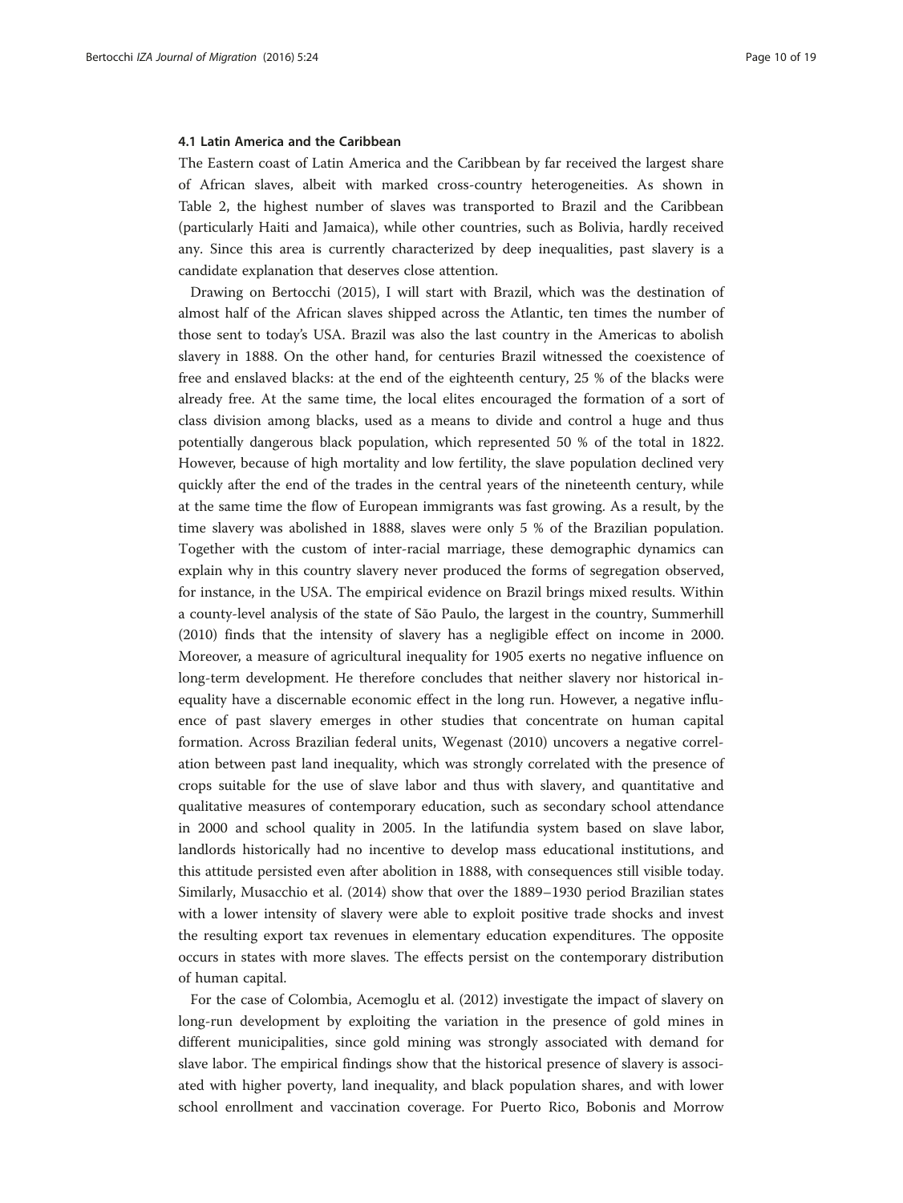### 4.1 Latin America and the Caribbean

The Eastern coast of Latin America and the Caribbean by far received the largest share of African slaves, albeit with marked cross-country heterogeneities. As shown in Table 2, the highest number of slaves was transported to Brazil and the Caribbean (particularly Haiti and Jamaica), while other countries, such as Bolivia, hardly received any. Since this area is currently characterized by deep inequalities, past slavery is a candidate explanation that deserves close attention.

Drawing on Bertocchi (2015), I will start with Brazil, which was the destination of almost half of the African slaves shipped across the Atlantic, ten times the number of those sent to today's USA. Brazil was also the last country in the Americas to abolish slavery in 1888. On the other hand, for centuries Brazil witnessed the coexistence of free and enslaved blacks: at the end of the eighteenth century, 25 % of the blacks were already free. At the same time, the local elites encouraged the formation of a sort of class division among blacks, used as a means to divide and control a huge and thus potentially dangerous black population, which represented 50 % of the total in 1822. However, because of high mortality and low fertility, the slave population declined very quickly after the end of the trades in the central years of the nineteenth century, while at the same time the flow of European immigrants was fast growing. As a result, by the time slavery was abolished in 1888, slaves were only 5 % of the Brazilian population. Together with the custom of inter-racial marriage, these demographic dynamics can explain why in this country slavery never produced the forms of segregation observed, for instance, in the USA. The empirical evidence on Brazil brings mixed results. Within a county-level analysis of the state of São Paulo, the largest in the country, Summerhill (2010) finds that the intensity of slavery has a negligible effect on income in 2000. Moreover, a measure of agricultural inequality for 1905 exerts no negative influence on long-term development. He therefore concludes that neither slavery nor historical inequality have a discernable economic effect in the long run. However, a negative influence of past slavery emerges in other studies that concentrate on human capital formation. Across Brazilian federal units, Wegenast (2010) uncovers a negative correlation between past land inequality, which was strongly correlated with the presence of crops suitable for the use of slave labor and thus with slavery, and quantitative and qualitative measures of contemporary education, such as secondary school attendance in 2000 and school quality in 2005. In the latifundia system based on slave labor, landlords historically had no incentive to develop mass educational institutions, and this attitude persisted even after abolition in 1888, with consequences still visible today. Similarly, Musacchio et al. (2014) show that over the 1889–1930 period Brazilian states with a lower intensity of slavery were able to exploit positive trade shocks and invest the resulting export tax revenues in elementary education expenditures. The opposite occurs in states with more slaves. The effects persist on the contemporary distribution of human capital.

For the case of Colombia, Acemoglu et al. (2012) investigate the impact of slavery on long-run development by exploiting the variation in the presence of gold mines in different municipalities, since gold mining was strongly associated with demand for slave labor. The empirical findings show that the historical presence of slavery is associated with higher poverty, land inequality, and black population shares, and with lower school enrollment and vaccination coverage. For Puerto Rico, Bobonis and Morrow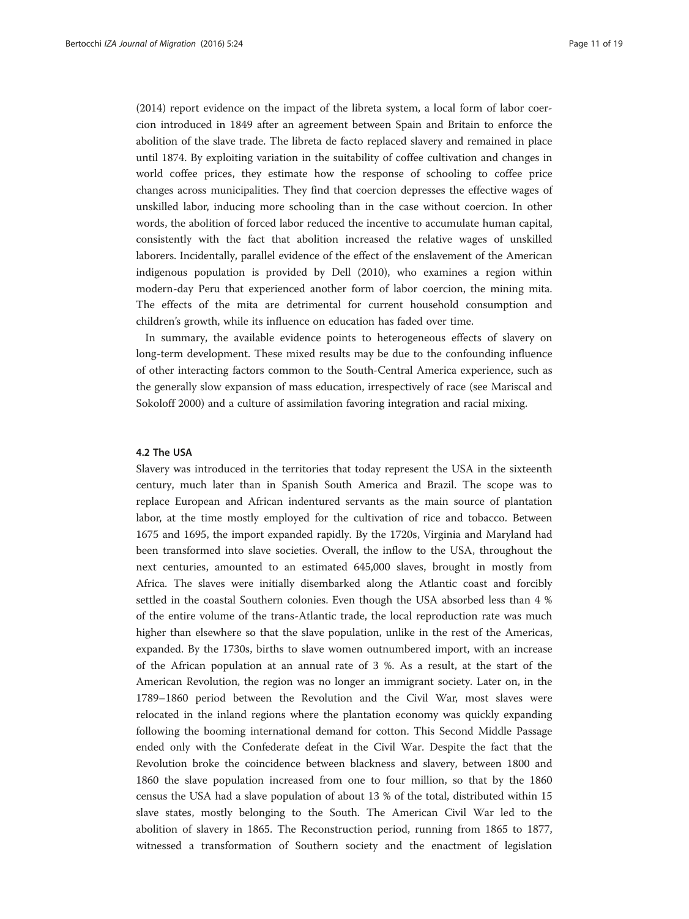(2014) report evidence on the impact of the libreta system, a local form of labor coercion introduced in 1849 after an agreement between Spain and Britain to enforce the abolition of the slave trade. The libreta de facto replaced slavery and remained in place until 1874. By exploiting variation in the suitability of coffee cultivation and changes in world coffee prices, they estimate how the response of schooling to coffee price changes across municipalities. They find that coercion depresses the effective wages of unskilled labor, inducing more schooling than in the case without coercion. In other words, the abolition of forced labor reduced the incentive to accumulate human capital, consistently with the fact that abolition increased the relative wages of unskilled laborers. Incidentally, parallel evidence of the effect of the enslavement of the American indigenous population is provided by Dell (2010), who examines a region within modern-day Peru that experienced another form of labor coercion, the mining mita. The effects of the mita are detrimental for current household consumption and children's growth, while its influence on education has faded over time.

In summary, the available evidence points to heterogeneous effects of slavery on long-term development. These mixed results may be due to the confounding influence of other interacting factors common to the South-Central America experience, such as the generally slow expansion of mass education, irrespectively of race (see Mariscal and Sokoloff 2000) and a culture of assimilation favoring integration and racial mixing.

### 4.2 The USA

Slavery was introduced in the territories that today represent the USA in the sixteenth century, much later than in Spanish South America and Brazil. The scope was to replace European and African indentured servants as the main source of plantation labor, at the time mostly employed for the cultivation of rice and tobacco. Between 1675 and 1695, the import expanded rapidly. By the 1720s, Virginia and Maryland had been transformed into slave societies. Overall, the inflow to the USA, throughout the next centuries, amounted to an estimated 645,000 slaves, brought in mostly from Africa. The slaves were initially disembarked along the Atlantic coast and forcibly settled in the coastal Southern colonies. Even though the USA absorbed less than 4 % of the entire volume of the trans-Atlantic trade, the local reproduction rate was much higher than elsewhere so that the slave population, unlike in the rest of the Americas, expanded. By the 1730s, births to slave women outnumbered import, with an increase of the African population at an annual rate of 3 %. As a result, at the start of the American Revolution, the region was no longer an immigrant society. Later on, in the 1789–1860 period between the Revolution and the Civil War, most slaves were relocated in the inland regions where the plantation economy was quickly expanding following the booming international demand for cotton. This Second Middle Passage ended only with the Confederate defeat in the Civil War. Despite the fact that the Revolution broke the coincidence between blackness and slavery, between 1800 and 1860 the slave population increased from one to four million, so that by the 1860 census the USA had a slave population of about 13 % of the total, distributed within 15 slave states, mostly belonging to the South. The American Civil War led to the abolition of slavery in 1865. The Reconstruction period, running from 1865 to 1877, witnessed a transformation of Southern society and the enactment of legislation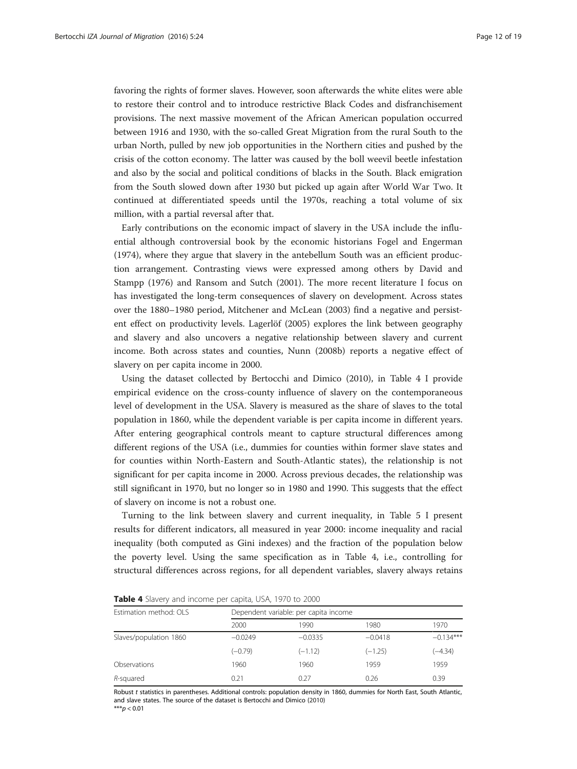favoring the rights of former slaves. However, soon afterwards the white elites were able to restore their control and to introduce restrictive Black Codes and disfranchisement provisions. The next massive movement of the African American population occurred between 1916 and 1930, with the so-called Great Migration from the rural South to the urban North, pulled by new job opportunities in the Northern cities and pushed by the crisis of the cotton economy. The latter was caused by the boll weevil beetle infestation and also by the social and political conditions of blacks in the South. Black emigration from the South slowed down after 1930 but picked up again after World War Two. It continued at differentiated speeds until the 1970s, reaching a total volume of six million, with a partial reversal after that.

Early contributions on the economic impact of slavery in the USA include the influential although controversial book by the economic historians Fogel and Engerman (1974), where they argue that slavery in the antebellum South was an efficient production arrangement. Contrasting views were expressed among others by David and Stampp (1976) and Ransom and Sutch (2001). The more recent literature I focus on has investigated the long-term consequences of slavery on development. Across states over the 1880–1980 period, Mitchener and McLean (2003) find a negative and persistent effect on productivity levels. Lagerlöf (2005) explores the link between geography and slavery and also uncovers a negative relationship between slavery and current income. Both across states and counties, Nunn (2008b) reports a negative effect of slavery on per capita income in 2000.

Using the dataset collected by Bertocchi and Dimico (2010), in Table 4 I provide empirical evidence on the cross-county influence of slavery on the contemporaneous level of development in the USA. Slavery is measured as the share of slaves to the total population in 1860, while the dependent variable is per capita income in different years. After entering geographical controls meant to capture structural differences among different regions of the USA (i.e., dummies for counties within former slave states and for counties within North-Eastern and South-Atlantic states), the relationship is not significant for per capita income in 2000. Across previous decades, the relationship was still significant in 1970, but no longer so in 1980 and 1990. This suggests that the effect of slavery on income is not a robust one.

Turning to the link between slavery and current inequality, in Table 5 I present results for different indicators, all measured in year 2000: income inequality and racial inequality (both computed as Gini indexes) and the fraction of the population below the poverty level. Using the same specification as in Table 4, i.e., controlling for structural differences across regions, for all dependent variables, slavery always retains

**Table 4** Slavery and income per capita, USA, 1970 to 2000

| Estimation method: OLS | Dependent variable: per capita income | | | |
|---|---|---|---|---|
| | 2000 | 1990 | 1980 | 1970 |
| Slaves/population 1860 | −0.0249 | −0.0335 | −0.0418 | −0.134*** |
| | (−0.79) | (−1.12) | (−1.25) | (−4.34) |
| Observations | 1960 | 1960 | 1959 | 1959 |
| *R*-squared | 0.21 | 0.27 | 0.26 | 0.39 |

Robust *t* statistics in parentheses. Additional controls: population density in 1860, dummies for North East, South Atlantic, and slave states. The source of the dataset is Bertocchi and Dimico (2010)

***$p < 0.01$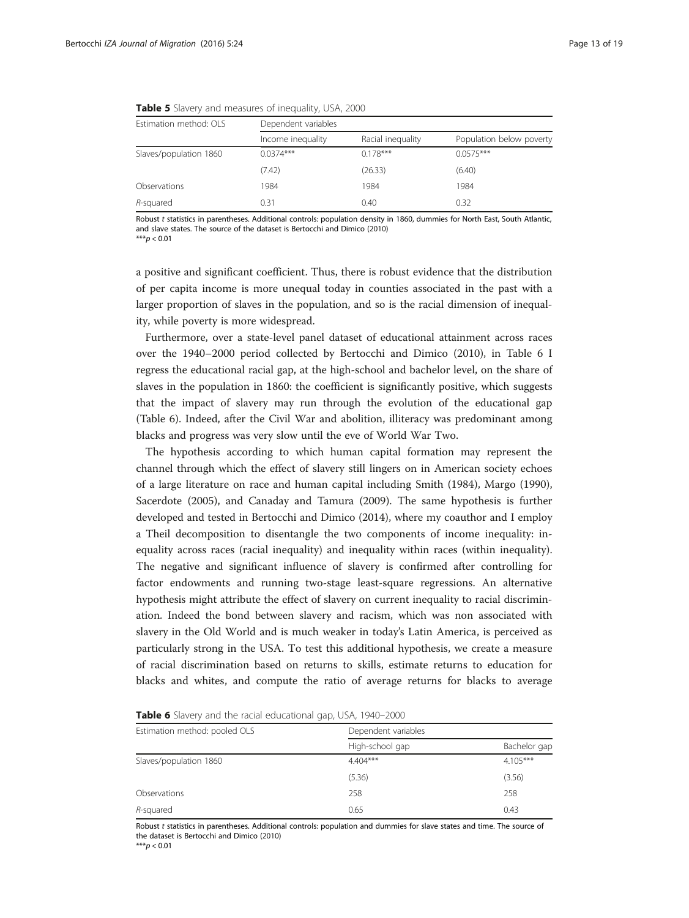**Table 5** Slavery and measures of inequality, USA, 2000

| Estimation method: OLS | Dependent variables | | |
|---|---|---|---|
| | Income inequality | Racial inequality | Population below poverty |
| Slaves/population 1860 | 0.0374*** | 0.178*** | 0.0575*** |
| | (7.42) | (26.33) | (6.40) |
| Observations | 1984 | 1984 | 1984 |
| *R*-squared | 0.31 | 0.40 | 0.32 |

Robust *t* statistics in parentheses. Additional controls: population density in 1860, dummies for North East, South Atlantic, and slave states. The source of the dataset is Bertocchi and Dimico (2010)
***$p < 0.01$

a positive and significant coefficient. Thus, there is robust evidence that the distribution of per capita income is more unequal today in counties associated in the past with a larger proportion of slaves in the population, and so is the racial dimension of inequality, while poverty is more widespread.

Furthermore, over a state-level panel dataset of educational attainment across races over the 1940–2000 period collected by Bertocchi and Dimico (2010), in Table 6 I regress the educational racial gap, at the high-school and bachelor level, on the share of slaves in the population in 1860: the coefficient is significantly positive, which suggests that the impact of slavery may run through the evolution of the educational gap (Table 6). Indeed, after the Civil War and abolition, illiteracy was predominant among blacks and progress was very slow until the eve of World War Two.

The hypothesis according to which human capital formation may represent the channel through which the effect of slavery still lingers on in American society echoes of a large literature on race and human capital including Smith (1984), Margo (1990), Sacerdote (2005), and Canaday and Tamura (2009). The same hypothesis is further developed and tested in Bertocchi and Dimico (2014), where my coauthor and I employ a Theil decomposition to disentangle the two components of income inequality: inequality across races (racial inequality) and inequality within races (within inequality). The negative and significant influence of slavery is confirmed after controlling for factor endowments and running two-stage least-square regressions. An alternative hypothesis might attribute the effect of slavery on current inequality to racial discrimination. Indeed the bond between slavery and racism, which was non associated with slavery in the Old World and is much weaker in today's Latin America, is perceived as particularly strong in the USA. To test this additional hypothesis, we create a measure of racial discrimination based on returns to skills, estimate returns to education for blacks and whites, and compute the ratio of average returns for blacks to average

**Table 6** Slavery and the racial educational gap, USA, 1940–2000

| Estimation method: pooled OLS | Dependent variables | |
|---|---|---|
| | High-school gap | Bachelor gap |
| Slaves/population 1860 | 4.404*** | 4.105*** |
| | (5.36) | (3.56) |
| Observations | 258 | 258 |
| *R*-squared | 0.65 | 0.43 |

Robust *t* statistics in parentheses. Additional controls: population and dummies for slave states and time. The source of the dataset is Bertocchi and Dimico (2010)
***$p < 0.01$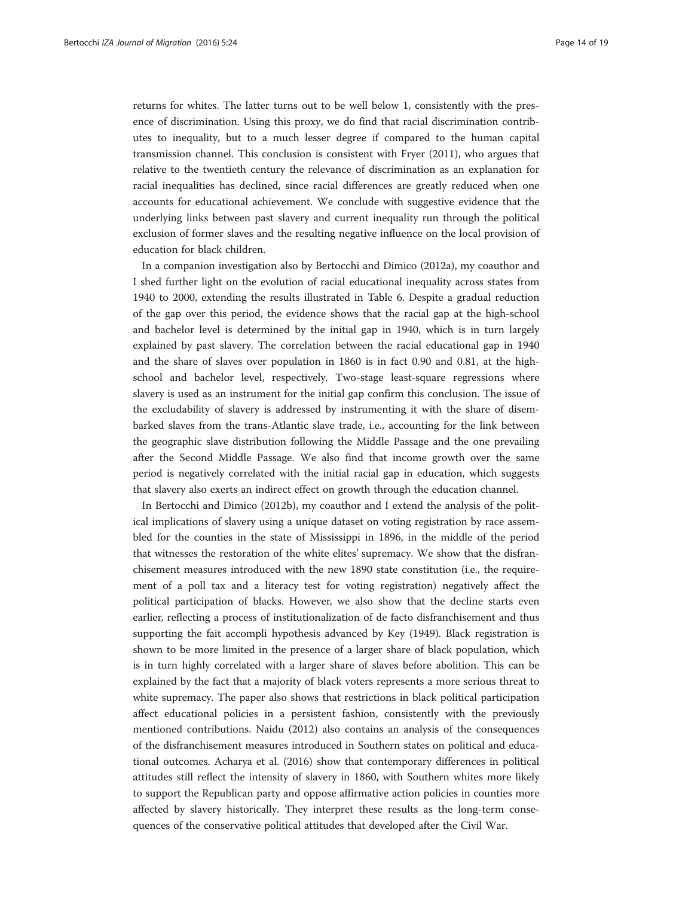returns for whites. The latter turns out to be well below 1, consistently with the presence of discrimination. Using this proxy, we do find that racial discrimination contributes to inequality, but to a much lesser degree if compared to the human capital transmission channel. This conclusion is consistent with Fryer (2011), who argues that relative to the twentieth century the relevance of discrimination as an explanation for racial inequalities has declined, since racial differences are greatly reduced when one accounts for educational achievement. We conclude with suggestive evidence that the underlying links between past slavery and current inequality run through the political exclusion of former slaves and the resulting negative influence on the local provision of education for black children.

In a companion investigation also by Bertocchi and Dimico (2012a), my coauthor and I shed further light on the evolution of racial educational inequality across states from 1940 to 2000, extending the results illustrated in Table 6. Despite a gradual reduction of the gap over this period, the evidence shows that the racial gap at the high-school and bachelor level is determined by the initial gap in 1940, which is in turn largely explained by past slavery. The correlation between the racial educational gap in 1940 and the share of slaves over population in 1860 is in fact 0.90 and 0.81, at the high-school and bachelor level, respectively. Two-stage least-square regressions where slavery is used as an instrument for the initial gap confirm this conclusion. The issue of the excludability of slavery is addressed by instrumenting it with the share of disembarked slaves from the trans-Atlantic slave trade, i.e., accounting for the link between the geographic slave distribution following the Middle Passage and the one prevailing after the Second Middle Passage. We also find that income growth over the same period is negatively correlated with the initial racial gap in education, which suggests that slavery also exerts an indirect effect on growth through the education channel.

In Bertocchi and Dimico (2012b), my coauthor and I extend the analysis of the political implications of slavery using a unique dataset on voting registration by race assembled for the counties in the state of Mississippi in 1896, in the middle of the period that witnesses the restoration of the white elites' supremacy. We show that the disfranchisement measures introduced with the new 1890 state constitution (i.e., the requirement of a poll tax and a literacy test for voting registration) negatively affect the political participation of blacks. However, we also show that the decline starts even earlier, reflecting a process of institutionalization of de facto disfranchisement and thus supporting the fait accompli hypothesis advanced by Key (1949). Black registration is shown to be more limited in the presence of a larger share of black population, which is in turn highly correlated with a larger share of slaves before abolition. This can be explained by the fact that a majority of black voters represents a more serious threat to white supremacy. The paper also shows that restrictions in black political participation affect educational policies in a persistent fashion, consistently with the previously mentioned contributions. Naidu (2012) also contains an analysis of the consequences of the disfranchisement measures introduced in Southern states on political and educational outcomes. Acharya et al. (2016) show that contemporary differences in political attitudes still reflect the intensity of slavery in 1860, with Southern whites more likely to support the Republican party and oppose affirmative action policies in counties more affected by slavery historically. They interpret these results as the long-term consequences of the conservative political attitudes that developed after the Civil War.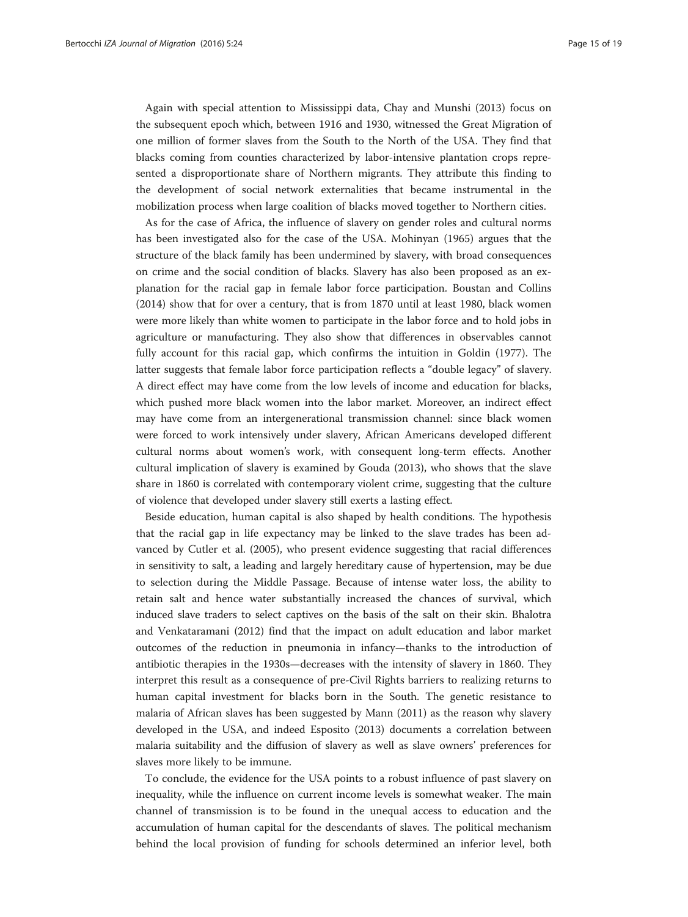Again with special attention to Mississippi data, Chay and Munshi (2013) focus on the subsequent epoch which, between 1916 and 1930, witnessed the Great Migration of one million of former slaves from the South to the North of the USA. They find that blacks coming from counties characterized by labor-intensive plantation crops represented a disproportionate share of Northern migrants. They attribute this finding to the development of social network externalities that became instrumental in the mobilization process when large coalition of blacks moved together to Northern cities.

As for the case of Africa, the influence of slavery on gender roles and cultural norms has been investigated also for the case of the USA. Mohinyan (1965) argues that the structure of the black family has been undermined by slavery, with broad consequences on crime and the social condition of blacks. Slavery has also been proposed as an explanation for the racial gap in female labor force participation. Boustan and Collins (2014) show that for over a century, that is from 1870 until at least 1980, black women were more likely than white women to participate in the labor force and to hold jobs in agriculture or manufacturing. They also show that differences in observables cannot fully account for this racial gap, which confirms the intuition in Goldin (1977). The latter suggests that female labor force participation reflects a "double legacy" of slavery. A direct effect may have come from the low levels of income and education for blacks, which pushed more black women into the labor market. Moreover, an indirect effect may have come from an intergenerational transmission channel: since black women were forced to work intensively under slavery, African Americans developed different cultural norms about women's work, with consequent long-term effects. Another cultural implication of slavery is examined by Gouda (2013), who shows that the slave share in 1860 is correlated with contemporary violent crime, suggesting that the culture of violence that developed under slavery still exerts a lasting effect.

Beside education, human capital is also shaped by health conditions. The hypothesis that the racial gap in life expectancy may be linked to the slave trades has been advanced by Cutler et al. (2005), who present evidence suggesting that racial differences in sensitivity to salt, a leading and largely hereditary cause of hypertension, may be due to selection during the Middle Passage. Because of intense water loss, the ability to retain salt and hence water substantially increased the chances of survival, which induced slave traders to select captives on the basis of the salt on their skin. Bhalotra and Venkataramani (2012) find that the impact on adult education and labor market outcomes of the reduction in pneumonia in infancy—thanks to the introduction of antibiotic therapies in the 1930s—decreases with the intensity of slavery in 1860. They interpret this result as a consequence of pre-Civil Rights barriers to realizing returns to human capital investment for blacks born in the South. The genetic resistance to malaria of African slaves has been suggested by Mann (2011) as the reason why slavery developed in the USA, and indeed Esposito (2013) documents a correlation between malaria suitability and the diffusion of slavery as well as slave owners' preferences for slaves more likely to be immune.

To conclude, the evidence for the USA points to a robust influence of past slavery on inequality, while the influence on current income levels is somewhat weaker. The main channel of transmission is to be found in the unequal access to education and the accumulation of human capital for the descendants of slaves. The political mechanism behind the local provision of funding for schools determined an inferior level, both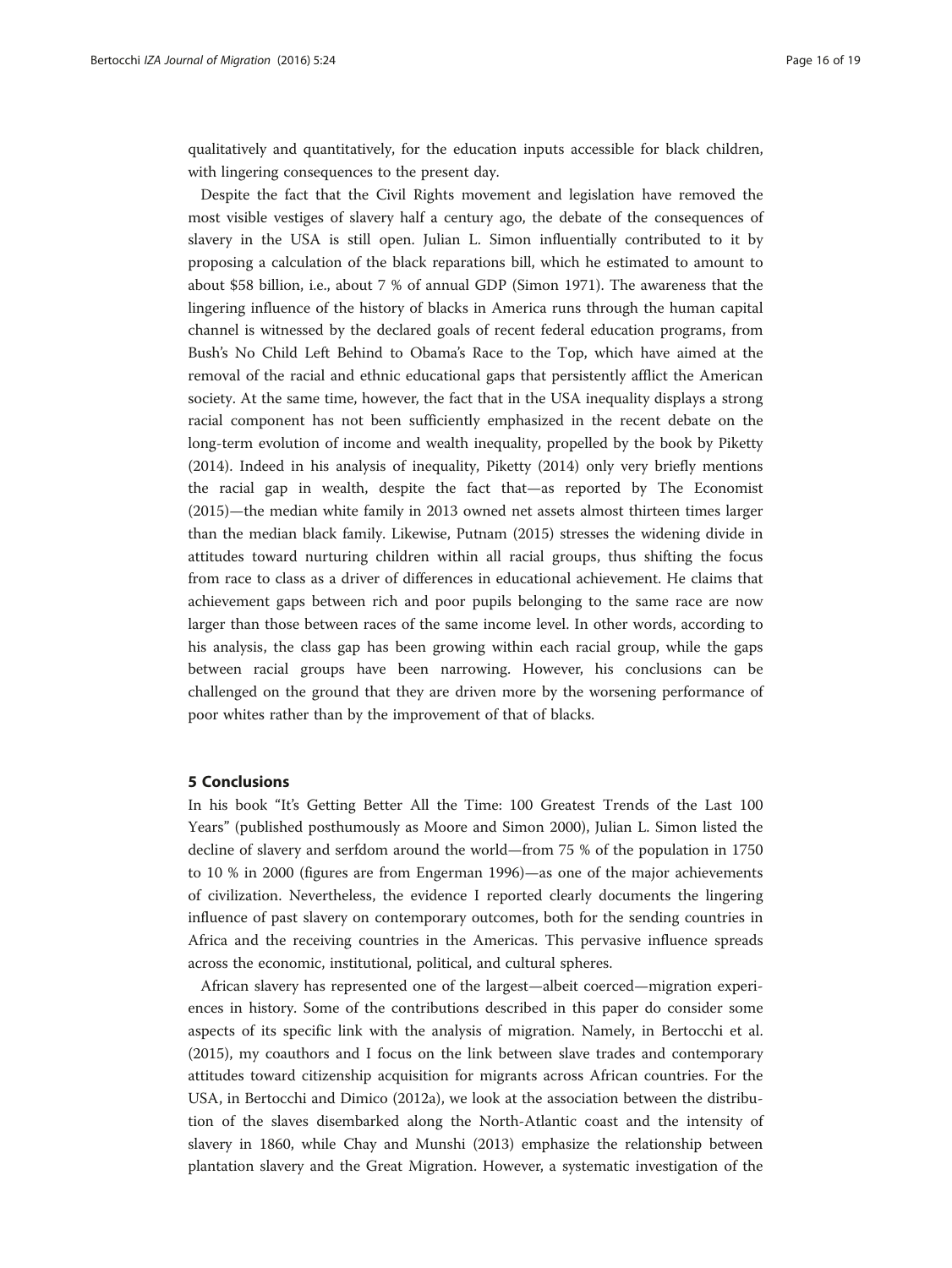qualitatively and quantitatively, for the education inputs accessible for black children, with lingering consequences to the present day.

Despite the fact that the Civil Rights movement and legislation have removed the most visible vestiges of slavery half a century ago, the debate of the consequences of slavery in the USA is still open. Julian L. Simon influentially contributed to it by proposing a calculation of the black reparations bill, which he estimated to amount to about $58 billion, i.e., about 7 % of annual GDP (Simon 1971). The awareness that the lingering influence of the history of blacks in America runs through the human capital channel is witnessed by the declared goals of recent federal education programs, from Bush's No Child Left Behind to Obama's Race to the Top, which have aimed at the removal of the racial and ethnic educational gaps that persistently afflict the American society. At the same time, however, the fact that in the USA inequality displays a strong racial component has not been sufficiently emphasized in the recent debate on the long-term evolution of income and wealth inequality, propelled by the book by Piketty (2014). Indeed in his analysis of inequality, Piketty (2014) only very briefly mentions the racial gap in wealth, despite the fact that—as reported by The Economist (2015)—the median white family in 2013 owned net assets almost thirteen times larger than the median black family. Likewise, Putnam (2015) stresses the widening divide in attitudes toward nurturing children within all racial groups, thus shifting the focus from race to class as a driver of differences in educational achievement. He claims that achievement gaps between rich and poor pupils belonging to the same race are now larger than those between races of the same income level. In other words, according to his analysis, the class gap has been growing within each racial group, while the gaps between racial groups have been narrowing. However, his conclusions can be challenged on the ground that they are driven more by the worsening performance of poor whites rather than by the improvement of that of blacks.

## 5 Conclusions

In his book "It's Getting Better All the Time: 100 Greatest Trends of the Last 100 Years" (published posthumously as Moore and Simon 2000), Julian L. Simon listed the decline of slavery and serfdom around the world—from 75 % of the population in 1750 to 10 % in 2000 (figures are from Engerman 1996)—as one of the major achievements of civilization. Nevertheless, the evidence I reported clearly documents the lingering influence of past slavery on contemporary outcomes, both for the sending countries in Africa and the receiving countries in the Americas. This pervasive influence spreads across the economic, institutional, political, and cultural spheres.

African slavery has represented one of the largest—albeit coerced—migration experiences in history. Some of the contributions described in this paper do consider some aspects of its specific link with the analysis of migration. Namely, in Bertocchi et al. (2015), my coauthors and I focus on the link between slave trades and contemporary attitudes toward citizenship acquisition for migrants across African countries. For the USA, in Bertocchi and Dimico (2012a), we look at the association between the distribution of the slaves disembarked along the North-Atlantic coast and the intensity of slavery in 1860, while Chay and Munshi (2013) emphasize the relationship between plantation slavery and the Great Migration. However, a systematic investigation of the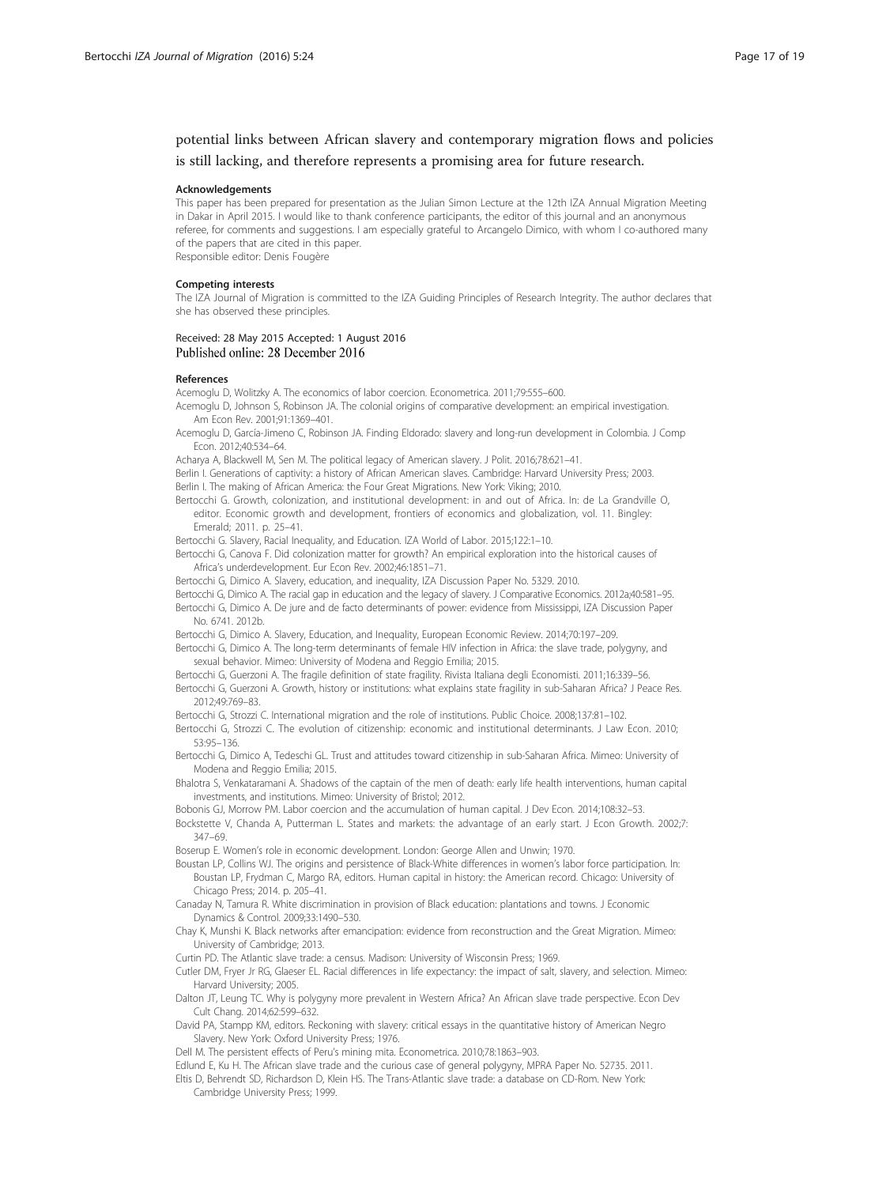potential links between African slavery and contemporary migration flows and policies is still lacking, and therefore represents a promising area for future research.

#### Acknowledgements

This paper has been prepared for presentation as the Julian Simon Lecture at the 12th IZA Annual Migration Meeting in Dakar in April 2015. I would like to thank conference participants, the editor of this journal and an anonymous referee, for comments and suggestions. I am especially grateful to Arcangelo Dimico, with whom I co-authored many of the papers that are cited in this paper.
Responsible editor: Denis Fougère

#### Competing interests

The IZA Journal of Migration is committed to the IZA Guiding Principles of Research Integrity. The author declares that she has observed these principles.

Received: 28 May 2015 Accepted: 1 August 2016
Published online: 28 December 2016

#### References

Acemoglu D, Wolitzky A. The economics of labor coercion. Econometrica. 2011;79:555–600.

Acemoglu D, Johnson S, Robinson JA. The colonial origins of comparative development: an empirical investigation. Am Econ Rev. 2001;91:1369–401.

Acemoglu D, García-Jimeno C, Robinson JA. Finding Eldorado: slavery and long-run development in Colombia. J Comp Econ. 2012;40:534–64.

Acharya A, Blackwell M, Sen M. The political legacy of American slavery. J Polit. 2016;78:621–41.

Berlin I. Generations of captivity: a history of African American slaves. Cambridge: Harvard University Press; 2003.

Berlin I. The making of African America: the Four Great Migrations. New York: Viking; 2010.

Bertocchi G. Growth, colonization, and institutional development: in and out of Africa. In: de La Grandville O, editor. Economic growth and development, frontiers of economics and globalization, vol. 11. Bingley: Emerald; 2011. p. 25–41.

Bertocchi G. Slavery, Racial Inequality, and Education. IZA World of Labor. 2015;122:1–10.

Bertocchi G, Canova F. Did colonization matter for growth? An empirical exploration into the historical causes of Africa's underdevelopment. Eur Econ Rev. 2002;46:1851–71.

Bertocchi G, Dimico A. Slavery, education, and inequality, IZA Discussion Paper No. 5329. 2010.

Bertocchi G, Dimico A. The racial gap in education and the legacy of slavery. J Comparative Economics. 2012a;40:581–95.

Bertocchi G, Dimico A. De jure and de facto determinants of power: evidence from Mississippi, IZA Discussion Paper No. 6741. 2012b.

Bertocchi G, Dimico A. Slavery, Education, and Inequality, European Economic Review. 2014;70:197–209.

Bertocchi G, Dimico A. The long-term determinants of female HIV infection in Africa: the slave trade, polygyny, and sexual behavior. Mimeo: University of Modena and Reggio Emilia; 2015.

Bertocchi G, Guerzoni A. The fragile definition of state fragility. Rivista Italiana degli Economisti. 2011;16:339–56.

Bertocchi G, Guerzoni A. Growth, history or institutions: what explains state fragility in sub-Saharan Africa? J Peace Res. 2012;49:769–83.

Bertocchi G, Strozzi C. International migration and the role of institutions. Public Choice. 2008;137:81–102.

Bertocchi G, Strozzi C. The evolution of citizenship: economic and institutional determinants. J Law Econ. 2010; 53:95–136.

Bertocchi G, Dimico A, Tedeschi GL. Trust and attitudes toward citizenship in sub-Saharan Africa. Mimeo: University of Modena and Reggio Emilia; 2015.

Bhalotra S, Venkataramani A. Shadows of the captain of the men of death: early life health interventions, human capital investments, and institutions. Mimeo: University of Bristol; 2012.

Bobonis GJ, Morrow PM. Labor coercion and the accumulation of human capital. J Dev Econ. 2014;108:32–53.

Bockstette V, Chanda A, Putterman L. States and markets: the advantage of an early start. J Econ Growth. 2002;7: 347–69.

Boserup E. Women's role in economic development. London: George Allen and Unwin; 1970.

Boustan LP, Collins WJ. The origins and persistence of Black-White differences in women's labor force participation. In: Boustan LP, Frydman C, Margo RA, editors. Human capital in history: the American record. Chicago: University of Chicago Press; 2014. p. 205–41.

Canaday N, Tamura R. White discrimination in provision of Black education: plantations and towns. J Economic Dynamics & Control. 2009;33:1490–530.

Chay K, Munshi K. Black networks after emancipation: evidence from reconstruction and the Great Migration. Mimeo: University of Cambridge; 2013.

Curtin PD. The Atlantic slave trade: a census. Madison: University of Wisconsin Press; 1969.

Cutler DM, Fryer Jr RG, Glaeser EL. Racial differences in life expectancy: the impact of salt, slavery, and selection. Mimeo: Harvard University; 2005.

Dalton JT, Leung TC. Why is polygyny more prevalent in Western Africa? An African slave trade perspective. Econ Dev Cult Chang. 2014;62:599–632.

David PA, Stampp KM, editors. Reckoning with slavery: critical essays in the quantitative history of American Negro Slavery. New York: Oxford University Press; 1976.

Dell M. The persistent effects of Peru's mining mita. Econometrica. 2010;78:1863–903.

Edlund E, Ku H. The African slave trade and the curious case of general polygyny, MPRA Paper No. 52735. 2011.

Eltis D, Behrendt SD, Richardson D, Klein HS. The Trans-Atlantic slave trade: a database on CD-Rom. New York: Cambridge University Press; 1999.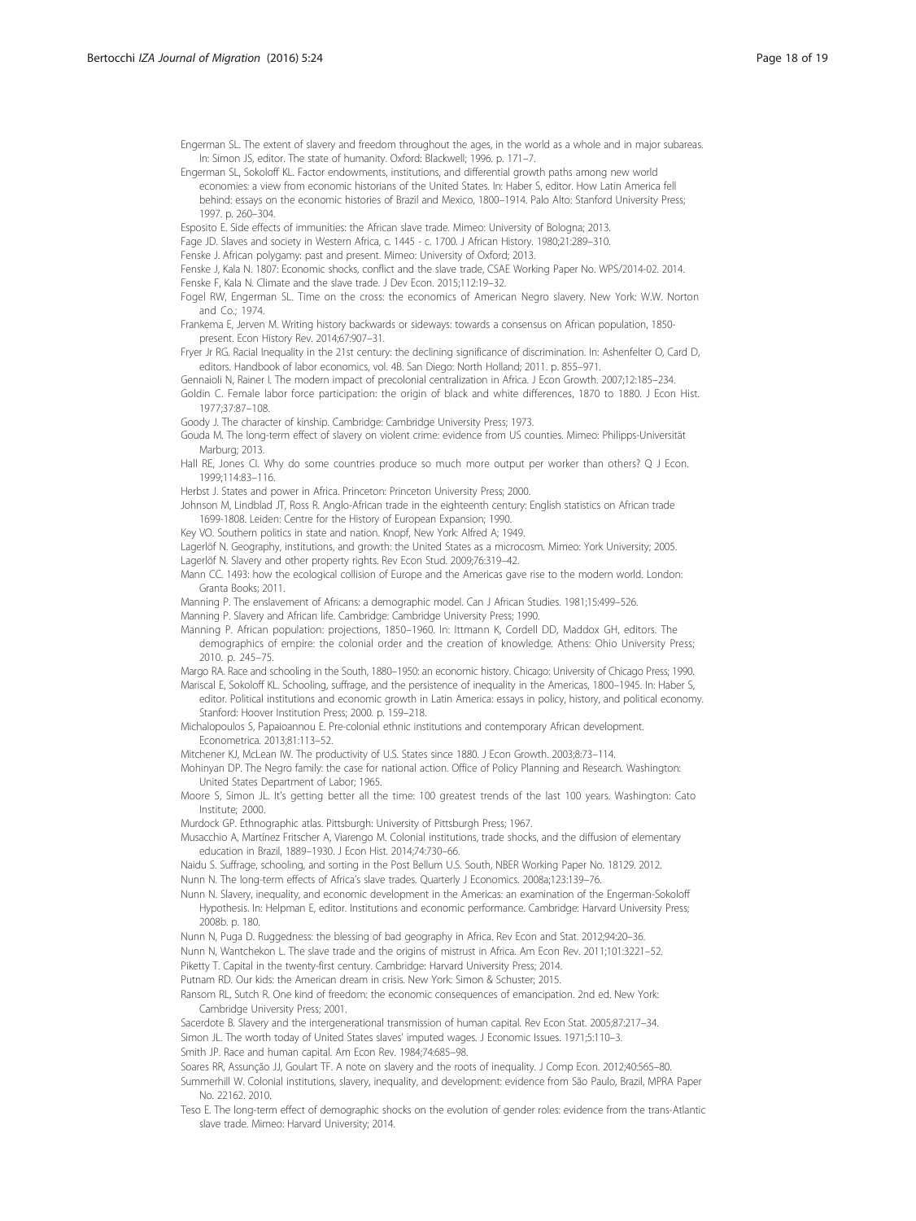Engerman SL. The extent of slavery and freedom throughout the ages, in the world as a whole and in major subareas. In: Simon JS, editor. The state of humanity. Oxford: Blackwell; 1996. p. 171–7.

Engerman SL, Sokoloff KL. Factor endowments, institutions, and differential growth paths among new world economies: a view from economic historians of the United States. In: Haber S, editor. How Latin America fell behind: essays on the economic histories of Brazil and Mexico, 1800–1914. Palo Alto: Stanford University Press; 1997. p. 260–304.

Esposito E. Side effects of immunities: the African slave trade. Mimeo: University of Bologna; 2013.

Fage JD. Slaves and society in Western Africa, c. 1445 - c. 1700. J African History. 1980;21:289–310.

Fenske J. African polygamy: past and present. Mimeo: University of Oxford; 2013.

Fenske J, Kala N. 1807: Economic shocks, conflict and the slave trade, CSAE Working Paper No. WPS/2014-02. 2014.

Fenske F, Kala N. Climate and the slave trade. J Dev Econ. 2015;112:19–32.

Fogel RW, Engerman SL. Time on the cross: the economics of American Negro slavery. New York: W.W. Norton and Co.; 1974.

Frankema E, Jerven M. Writing history backwards or sideways: towards a consensus on African population, 1850-present. Econ History Rev. 2014;67:907–31.

Fryer Jr RG. Racial Inequality in the 21st century: the declining significance of discrimination. In: Ashenfelter O, Card D, editors. Handbook of labor economics, vol. 4B. San Diego: North Holland; 2011. p. 855–971.

Gennaioli N, Rainer I. The modern impact of precolonial centralization in Africa. J Econ Growth. 2007;12:185–234.

Goldin C. Female labor force participation: the origin of black and white differences, 1870 to 1880. J Econ Hist. 1977;37:87–108.

Goody J. The character of kinship. Cambridge: Cambridge University Press; 1973.

Gouda M. The long-term effect of slavery on violent crime: evidence from US counties. Mimeo: Philipps-Universität Marburg; 2013.

Hall RE, Jones CI. Why do some countries produce so much more output per worker than others? Q J Econ. 1999;114:83–116.

Herbst J. States and power in Africa. Princeton: Princeton University Press; 2000.

Johnson M, Lindblad JT, Ross R. Anglo-African trade in the eighteenth century: English statistics on African trade 1699-1808. Leiden: Centre for the History of European Expansion; 1990.

Key VO. Southern politics in state and nation. Knopf, New York: Alfred A; 1949.

Lagerlöf N. Geography, institutions, and growth: the United States as a microcosm. Mimeo: York University; 2005.

Lagerlöf N. Slavery and other property rights. Rev Econ Stud. 2009;76:319–42.

Mann CC. 1493: how the ecological collision of Europe and the Americas gave rise to the modern world. London: Granta Books; 2011.

Manning P. The enslavement of Africans: a demographic model. Can J African Studies. 1981;15:499–526.

Manning P. Slavery and African life. Cambridge: Cambridge University Press; 1990.

Manning P. African population: projections, 1850–1960. In: Ittmann K, Cordell DD, Maddox GH, editors. The demographics of empire: the colonial order and the creation of knowledge. Athens: Ohio University Press; 2010. p. 245–75.

Margo RA. Race and schooling in the South, 1880–1950: an economic history. Chicago: University of Chicago Press; 1990.

Mariscal E, Sokoloff KL. Schooling, suffrage, and the persistence of inequality in the Americas, 1800–1945. In: Haber S, editor. Political institutions and economic growth in Latin America: essays in policy, history, and political economy. Stanford: Hoover Institution Press; 2000. p. 159–218.

Michalopoulos S, Papaioannou E. Pre-colonial ethnic institutions and contemporary African development. Econometrica. 2013;81:113–52.

Mitchener KJ, McLean IW. The productivity of U.S. States since 1880. J Econ Growth. 2003;8:73–114.

Mohinyan DP. The Negro family: the case for national action. Office of Policy Planning and Research. Washington: United States Department of Labor; 1965.

Moore S, Simon JL. It's getting better all the time: 100 greatest trends of the last 100 years. Washington: Cato Institute; 2000.

Murdock GP. Ethnographic atlas. Pittsburgh: University of Pittsburgh Press; 1967.

Musacchio A, Martínez Fritscher A, Viarengo M. Colonial institutions, trade shocks, and the diffusion of elementary education in Brazil, 1889–1930. J Econ Hist. 2014;74:730–66.

Naidu S. Suffrage, schooling, and sorting in the Post Bellum U.S. South, NBER Working Paper No. 18129. 2012.

Nunn N. The long-term effects of Africa's slave trades. Quarterly J Economics. 2008a;123:139–76.

Nunn N. Slavery, inequality, and economic development in the Americas: an examination of the Engerman-Sokoloff Hypothesis. In: Helpman E, editor. Institutions and economic performance. Cambridge: Harvard University Press; 2008b. p. 180.

Nunn N, Puga D. Ruggedness: the blessing of bad geography in Africa. Rev Econ and Stat. 2012;94:20–36.

Nunn N, Wantchekon L. The slave trade and the origins of mistrust in Africa. Am Econ Rev. 2011;101:3221–52.

Piketty T. Capital in the twenty-first century. Cambridge: Harvard University Press; 2014.

Putnam RD. Our kids: the American dream in crisis. New York: Simon & Schuster; 2015.

Ransom RL, Sutch R. One kind of freedom: the economic consequences of emancipation. 2nd ed. New York: Cambridge University Press; 2001.

Sacerdote B. Slavery and the intergenerational transmission of human capital. Rev Econ Stat. 2005;87:217–34.

Simon JL. The worth today of United States slaves' imputed wages. J Economic Issues. 1971;5:110–3.

Smith JP. Race and human capital. Am Econ Rev. 1984;74:685–98.

Soares RR, Assunção JJ, Goulart TF. A note on slavery and the roots of inequality. J Comp Econ. 2012;40:565–80.

Summerhill W. Colonial institutions, slavery, inequality, and development: evidence from São Paulo, Brazil, MPRA Paper No. 22162. 2010.

Teso E. The long-term effect of demographic shocks on the evolution of gender roles: evidence from the trans-Atlantic slave trade. Mimeo: Harvard University; 2014.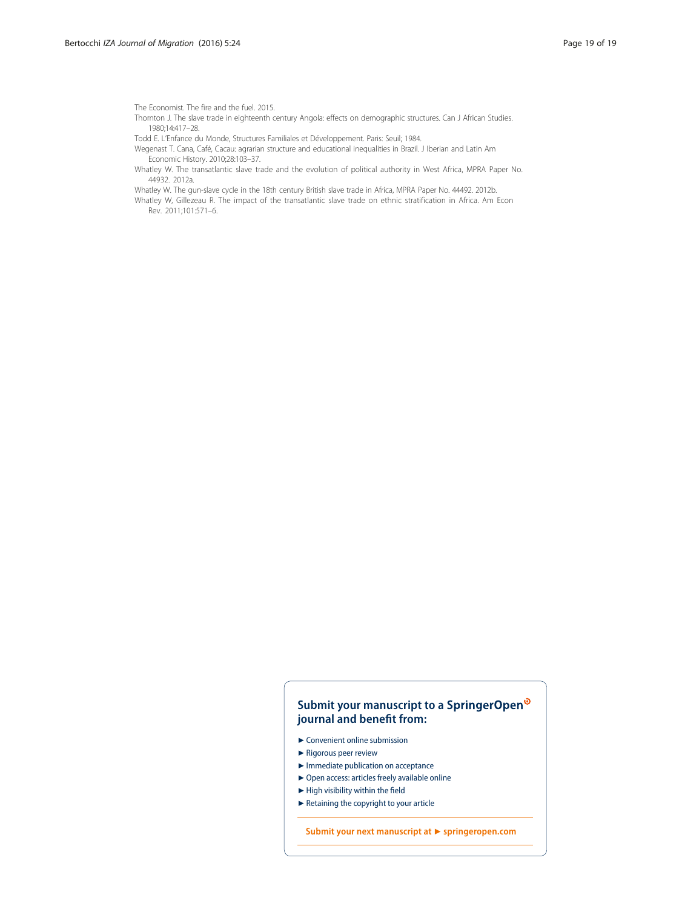The Economist. The fire and the fuel. 2015.

Thornton J. The slave trade in eighteenth century Angola: effects on demographic structures. Can J African Studies. 1980;14:417–28.

Todd E. L'Enfance du Monde, Structures Familiales et Développement. Paris: Seuil; 1984.

Wegenast T. Cana, Café, Cacau: agrarian structure and educational inequalities in Brazil. J Iberian and Latin Am Economic History. 2010;28:103–37.

Whatley W. The transatlantic slave trade and the evolution of political authority in West Africa, MPRA Paper No. 44932. 2012a.

Whatley W. The gun-slave cycle in the 18th century British slave trade in Africa, MPRA Paper No. 44492. 2012b.

Whatley W, Gillezeau R. The impact of the transatlantic slave trade on ethnic stratification in Africa. Am Econ Rev. 2011;101:571–6.

**Submit your manuscript to a SpringerOpen journal and benefit from:**

- ► Convenient online submission
- ► Rigorous peer review
- ► Immediate publication on acceptance
- ► Open access: articles freely available online
- ► High visibility within the field
- ► Retaining the copyright to your article

**Submit your next manuscript at ► springeropen.com**